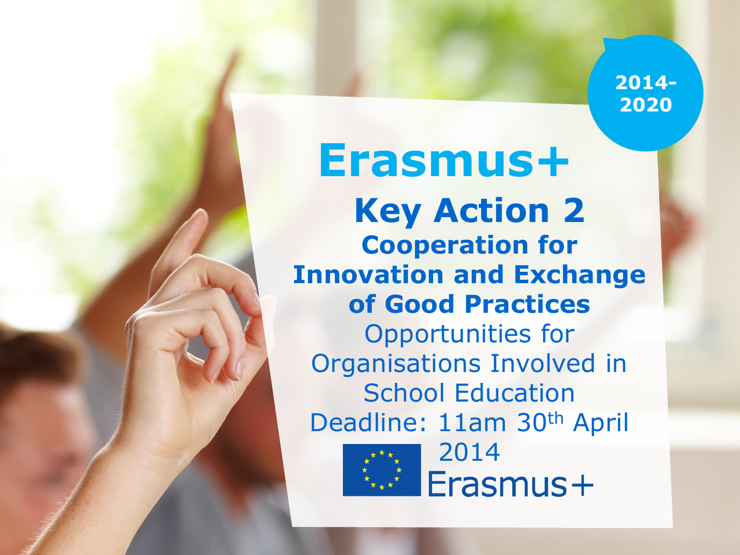2014-2020

# Erasmus+

## Key Action 2

### Cooperation for Innovation and Exchange of Good Practices

Opportunities for Organisations Involved in School Education

Deadline: 11am 30th April 2014

Erasmus+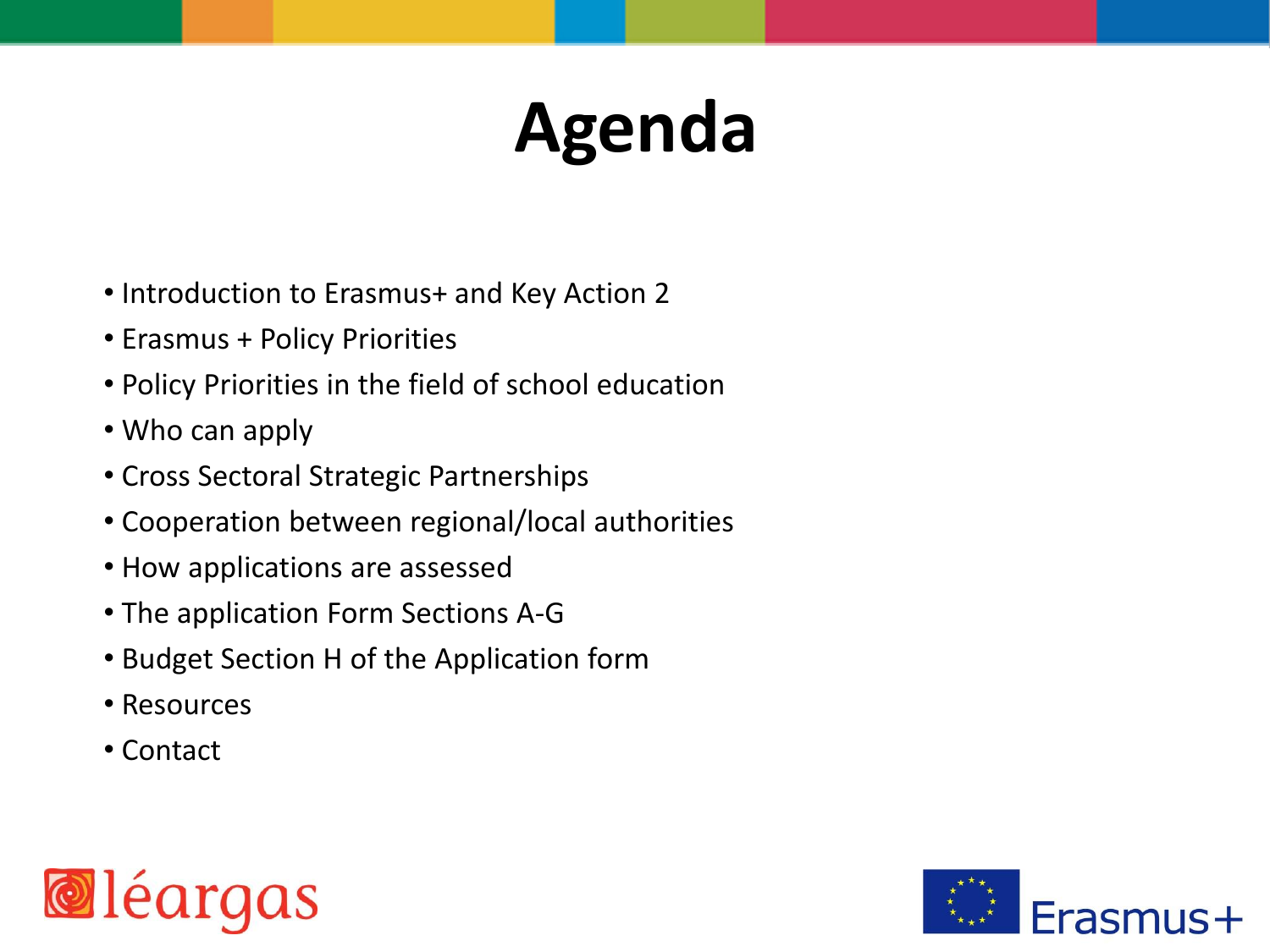# Agenda

- Introduction to Erasmus+ and Key Action 2
- Erasmus + Policy Priorities
- Policy Priorities in the field of school education
- Who can apply
- Cross Sectoral Strategic Partnerships
- Cooperation between regional/local authorities
- How applications are assessed
- The application Form Sections A-G
- Budget Section H of the Application form
- Resources
- Contact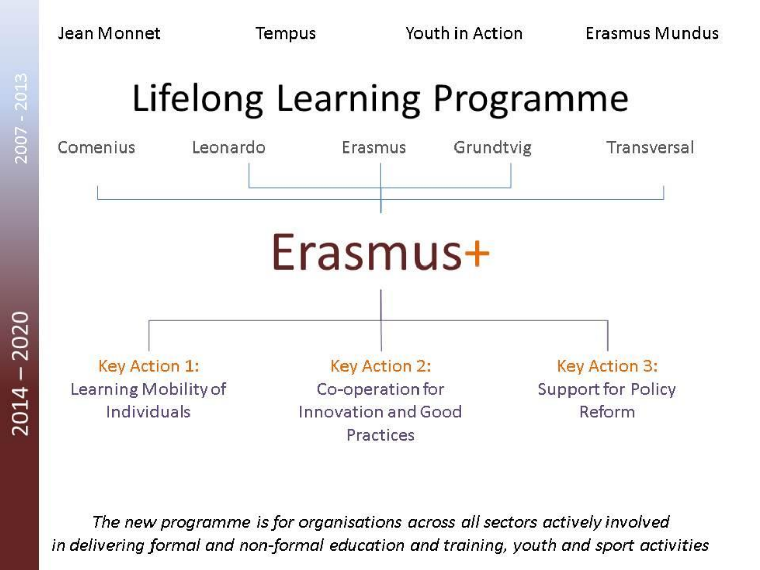2007 - 2013

Jean Monnet | Tempus | Youth in Action | Erasmus Mundus

# Lifelong Learning Programme

Comenius | Leonardo | Erasmus | Grundtvig | Transversal

2014 – 2020

# Erasmus+

**Key Action 1:** Learning Mobility of Individuals

**Key Action 2:** Co-operation for Innovation and Good Practices

**Key Action 3:** Support for Policy Reform

*The new programme is for organisations across all sectors actively involved in delivering formal and non-formal education and training, youth and sport activities*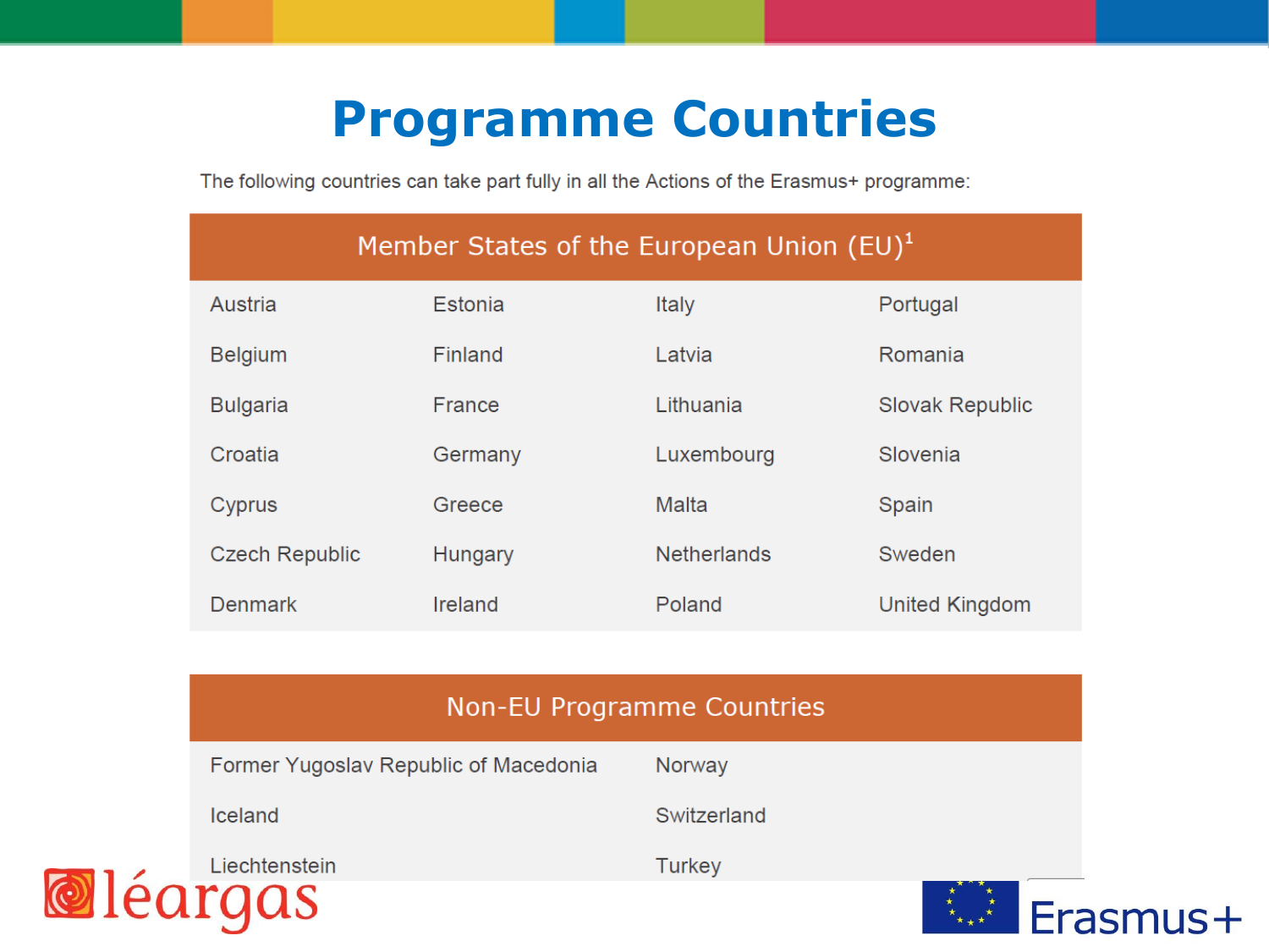# Programme Countries

The following countries can take part fully in all the Actions of the Erasmus+ programme:

| Member States of the European Union (EU)[1] | | | |
|---|---|---|---|
| Austria | Estonia | Italy | Portugal |
| Belgium | Finland | Latvia | Romania |
| Bulgaria | France | Lithuania | Slovak Republic |
| Croatia | Germany | Luxembourg | Slovenia |
| Cyprus | Greece | Malta | Spain |
| Czech Republic | Hungary | Netherlands | Sweden |
| Denmark | Ireland | Poland | United Kingdom |

| Non-EU Programme Countries | |
|---|---|
| Former Yugoslav Republic of Macedonia | Norway |
| Iceland | Switzerland |
| Liechtenstein | Turkey |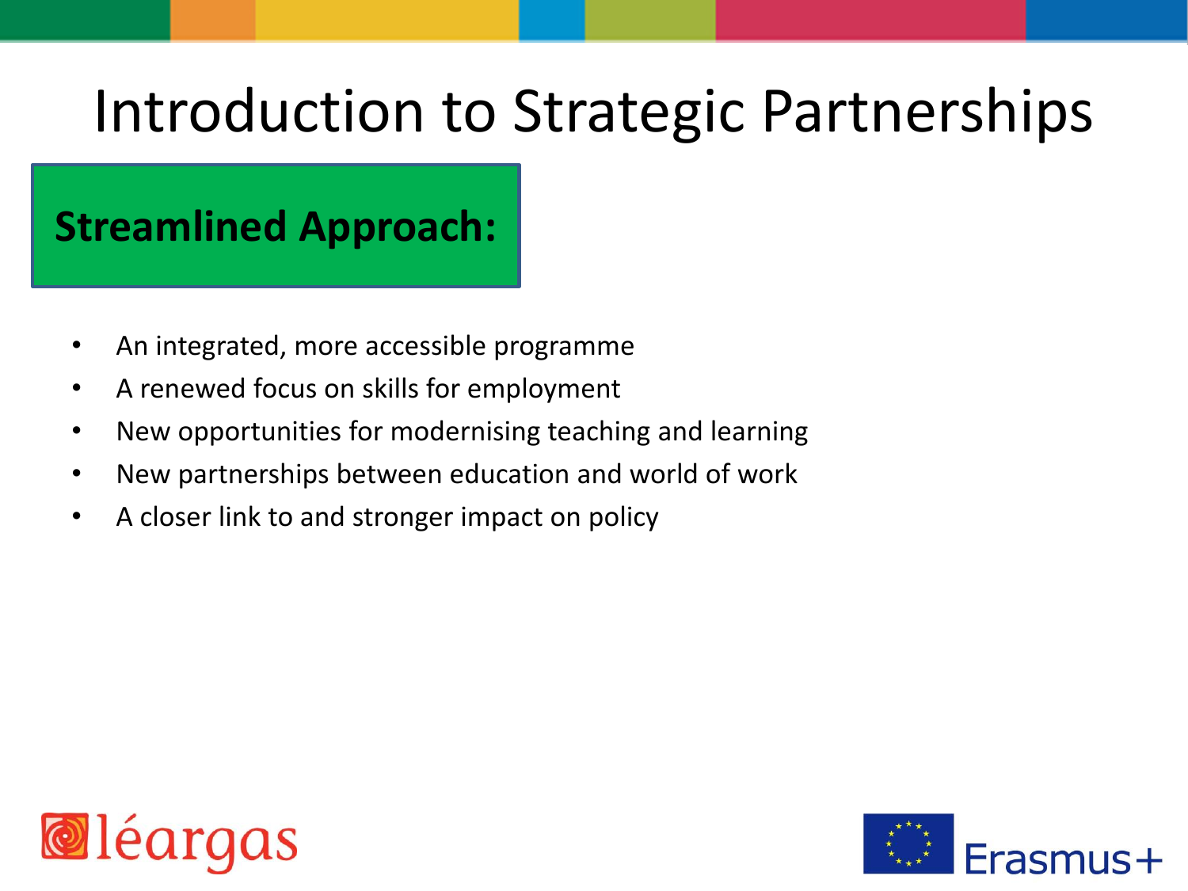# Introduction to Strategic Partnerships

## Streamlined Approach:

- An integrated, more accessible programme
- A renewed focus on skills for employment
- New opportunities for modernising teaching and learning
- New partnerships between education and world of work
- A closer link to and stronger impact on policy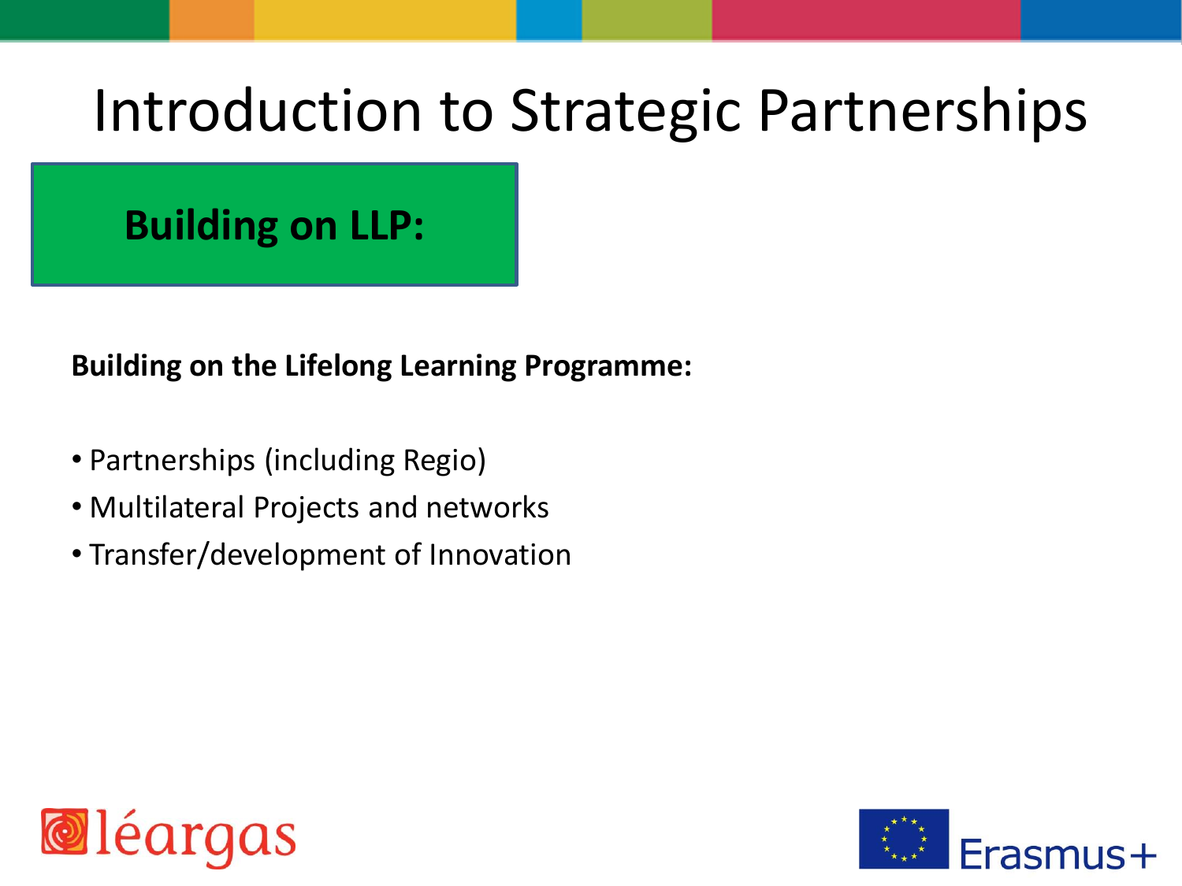# Introduction to Strategic Partnerships

## Building on LLP:

**Building on the Lifelong Learning Programme:**

- Partnerships (including Regio)
- Multilateral Projects and networks
- Transfer/development of Innovation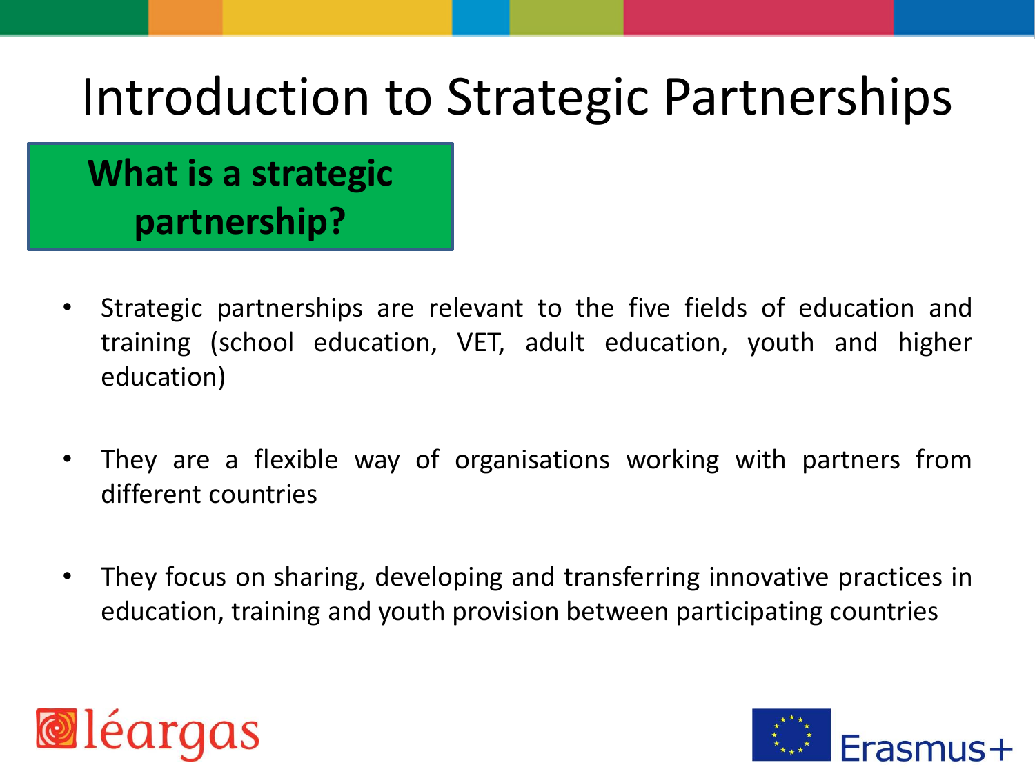# Introduction to Strategic Partnerships

## What is a strategic partnership?

- Strategic partnerships are relevant to the five fields of education and training (school education, VET, adult education, youth and higher education)
- They are a flexible way of organisations working with partners from different countries
- They focus on sharing, developing and transferring innovative practices in education, training and youth provision between participating countries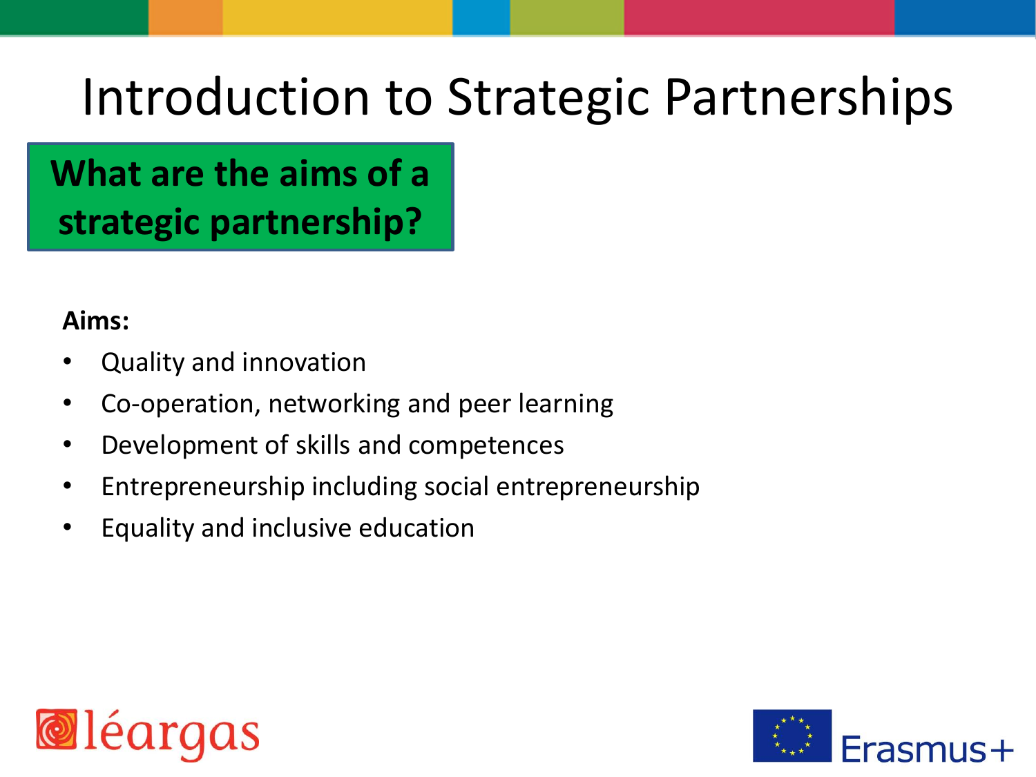# Introduction to Strategic Partnerships

## What are the aims of a strategic partnership?

**Aims:**

- Quality and innovation
- Co-operation, networking and peer learning
- Development of skills and competences
- Entrepreneurship including social entrepreneurship
- Equality and inclusive education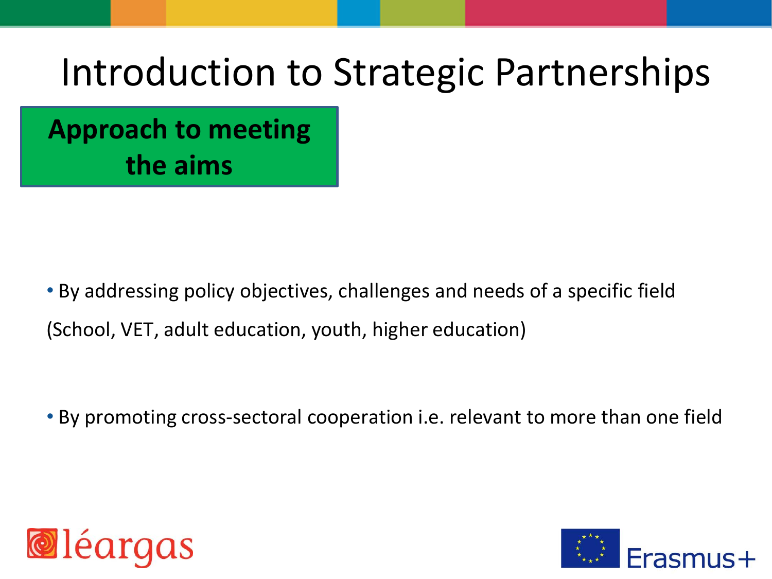# Introduction to Strategic Partnerships

## Approach to meeting the aims

- By addressing policy objectives, challenges and needs of a specific field (School, VET, adult education, youth, higher education)

- By promoting cross-sectoral cooperation i.e. relevant to more than one field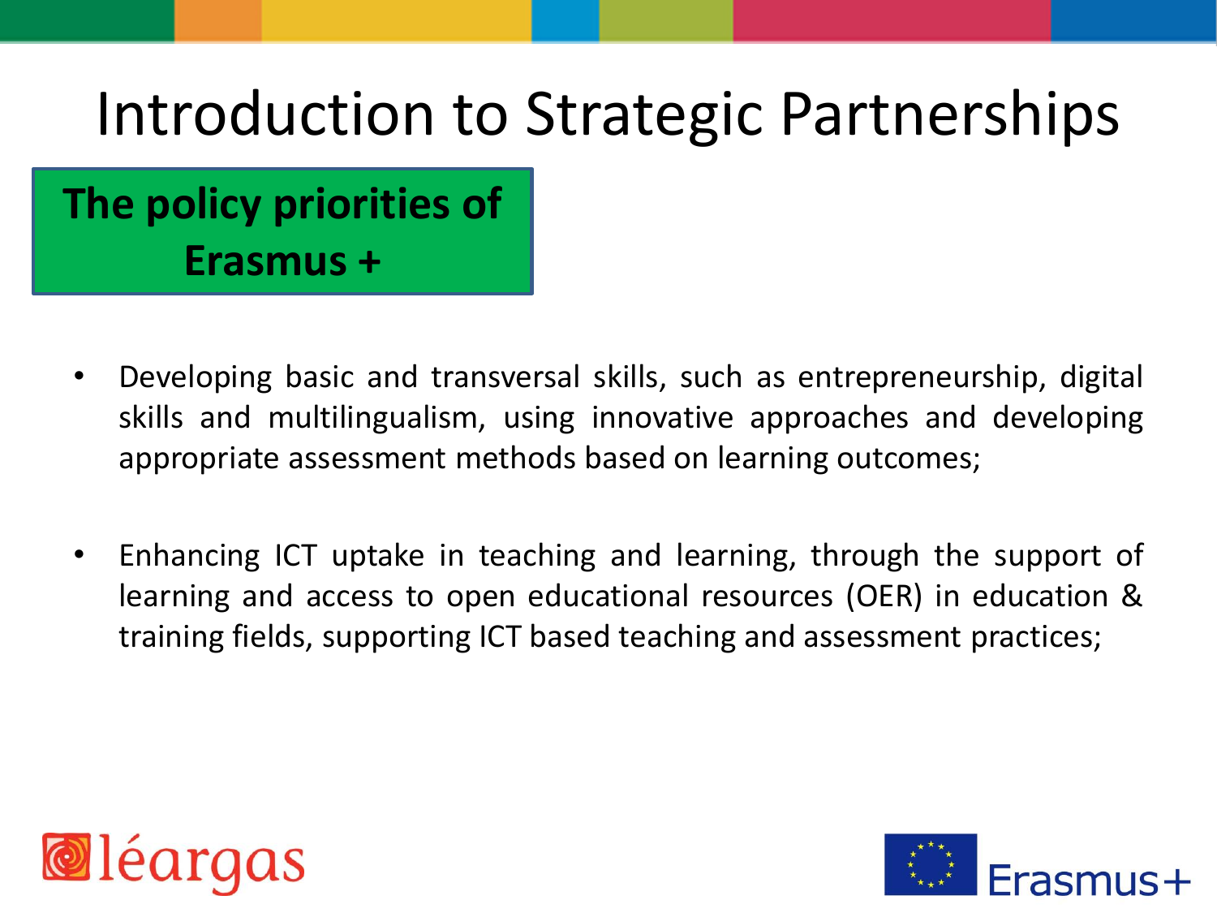# Introduction to Strategic Partnerships

## The policy priorities of Erasmus +

- Developing basic and transversal skills, such as entrepreneurship, digital skills and multilingualism, using innovative approaches and developing appropriate assessment methods based on learning outcomes;

- Enhancing ICT uptake in teaching and learning, through the support of learning and access to open educational resources (OER) in education & training fields, supporting ICT based teaching and assessment practices;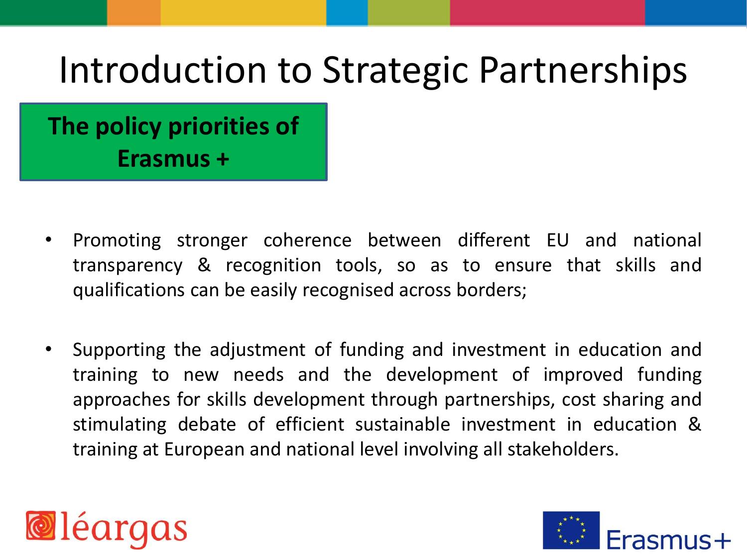# Introduction to Strategic Partnerships

**The policy priorities of Erasmus +**

- Promoting stronger coherence between different EU and national transparency & recognition tools, so as to ensure that skills and qualifications can be easily recognised across borders;

- Supporting the adjustment of funding and investment in education and training to new needs and the development of improved funding approaches for skills development through partnerships, cost sharing and stimulating debate of efficient sustainable investment in education & training at European and national level involving all stakeholders.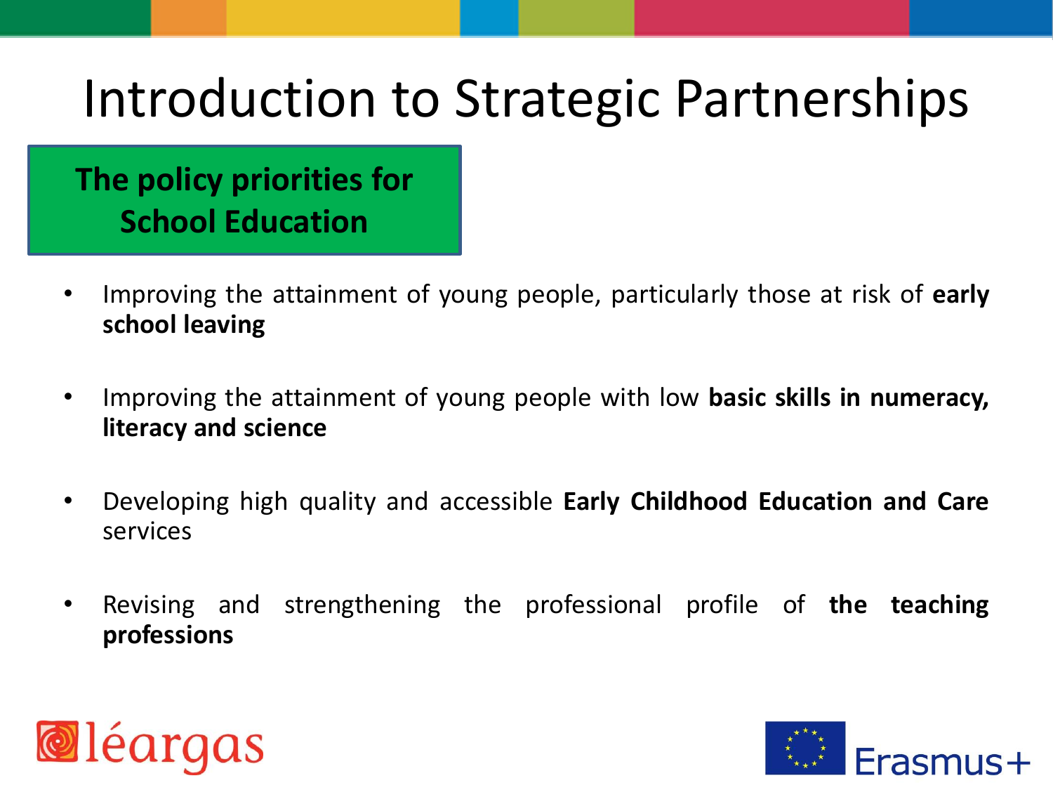# Introduction to Strategic Partnerships

## The policy priorities for School Education

- Improving the attainment of young people, particularly those at risk of **early school leaving**
- Improving the attainment of young people with low **basic skills in numeracy, literacy and science**
- Developing high quality and accessible **Early Childhood Education and Care** services
- Revising and strengthening the professional profile of **the teaching professions**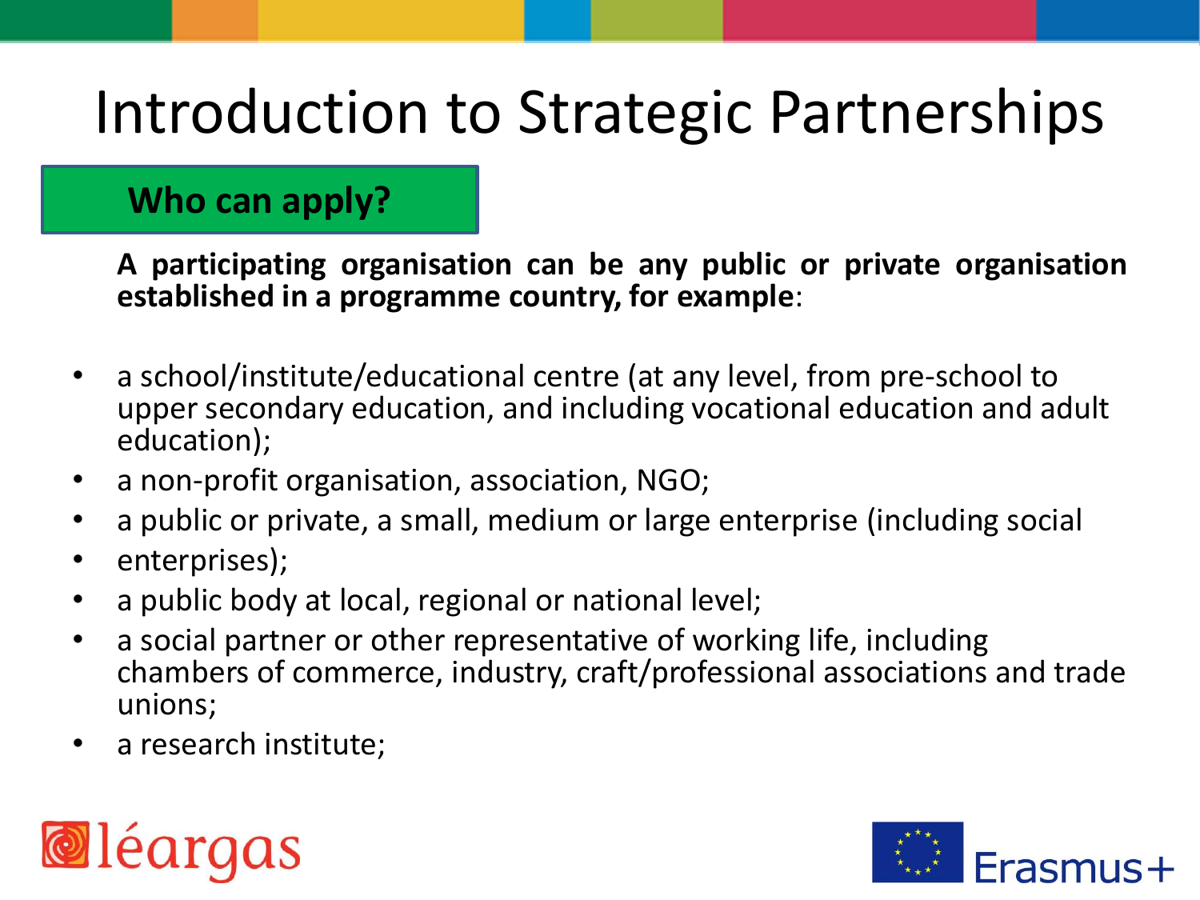# Introduction to Strategic Partnerships

## Who can apply?

**A participating organisation can be any public or private organisation established in a programme country, for example**:

- a school/institute/educational centre (at any level, from pre-school to upper secondary education, and including vocational education and adult education);
- a non-profit organisation, association, NGO;
- a public or private, a small, medium or large enterprise (including social
- enterprises);
- a public body at local, regional or national level;
- a social partner or other representative of working life, including chambers of commerce, industry, craft/professional associations and trade unions;
- a research institute;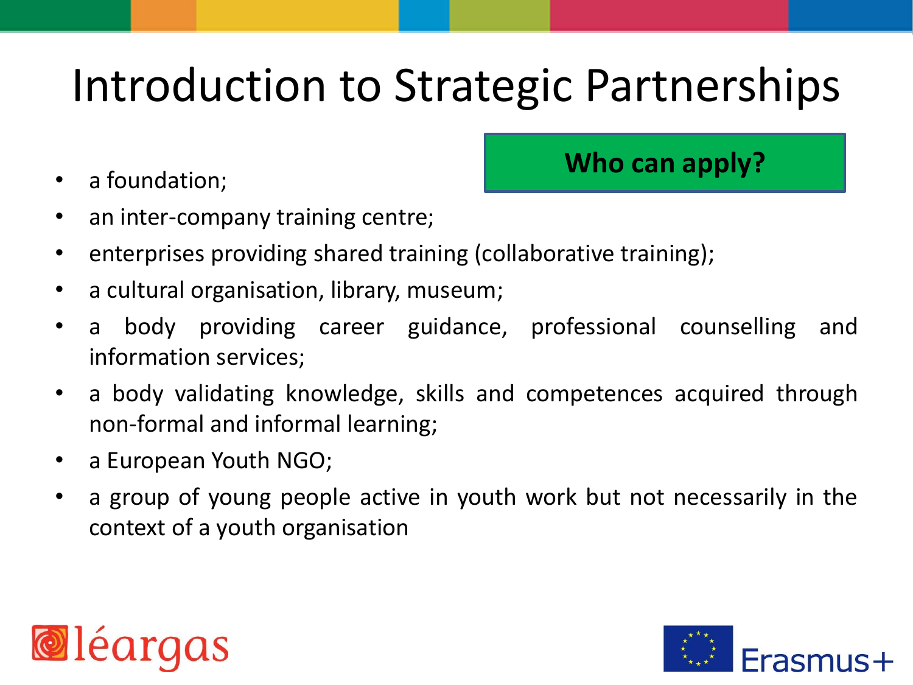# Introduction to Strategic Partnerships

**Who can apply?**

- a foundation;
- an inter-company training centre;
- enterprises providing shared training (collaborative training);
- a cultural organisation, library, museum;
- a body providing career guidance, professional counselling and information services;
- a body validating knowledge, skills and competences acquired through non-formal and informal learning;
- a European Youth NGO;
- a group of young people active in youth work but not necessarily in the context of a youth organisation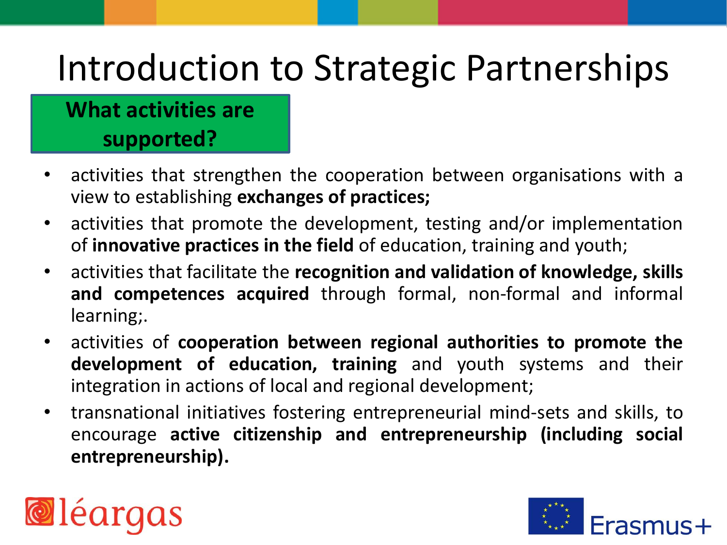# Introduction to Strategic Partnerships

## What activities are supported?

- activities that strengthen the cooperation between organisations with a view to establishing **exchanges of practices;**
- activities that promote the development, testing and/or implementation of **innovative practices in the field** of education, training and youth;
- activities that facilitate the **recognition and validation of knowledge, skills and competences acquired** through formal, non-formal and informal learning;.
- activities of **cooperation between regional authorities to promote the development of education, training** and youth systems and their integration in actions of local and regional development;
- transnational initiatives fostering entrepreneurial mind-sets and skills, to encourage **active citizenship and entrepreneurship (including social entrepreneurship).**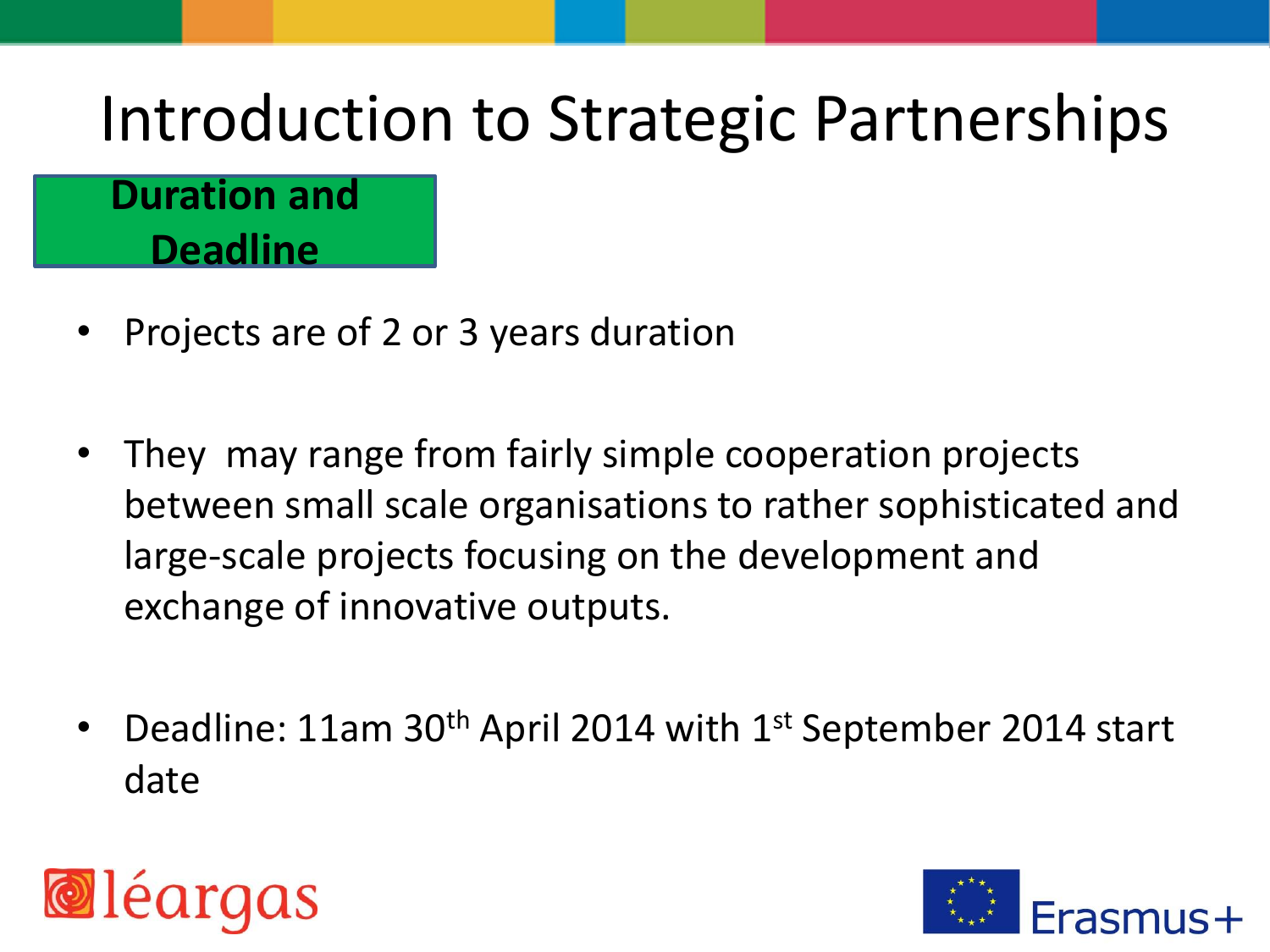# Introduction to Strategic Partnerships

## Duration and Deadline

- Projects are of 2 or 3 years duration
- They may range from fairly simple cooperation projects between small scale organisations to rather sophisticated and large-scale projects focusing on the development and exchange of innovative outputs.
- Deadline: 11am 30th April 2014 with 1st September 2014 start date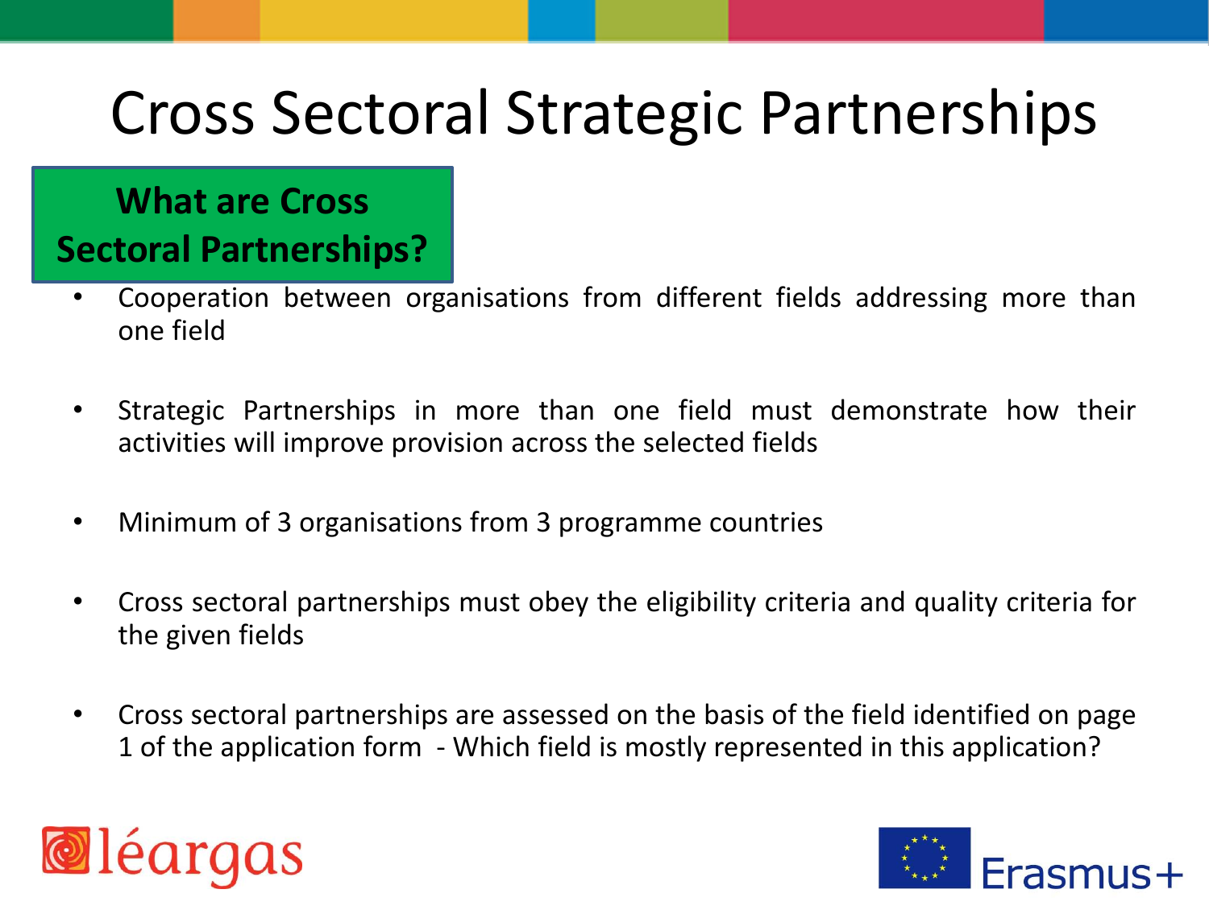# Cross Sectoral Strategic Partnerships

## What are Cross Sectoral Partnerships?

- Cooperation between organisations from different fields addressing more than one field
- Strategic Partnerships in more than one field must demonstrate how their activities will improve provision across the selected fields
- Minimum of 3 organisations from 3 programme countries
- Cross sectoral partnerships must obey the eligibility criteria and quality criteria for the given fields
- Cross sectoral partnerships are assessed on the basis of the field identified on page 1 of the application form - Which field is mostly represented in this application?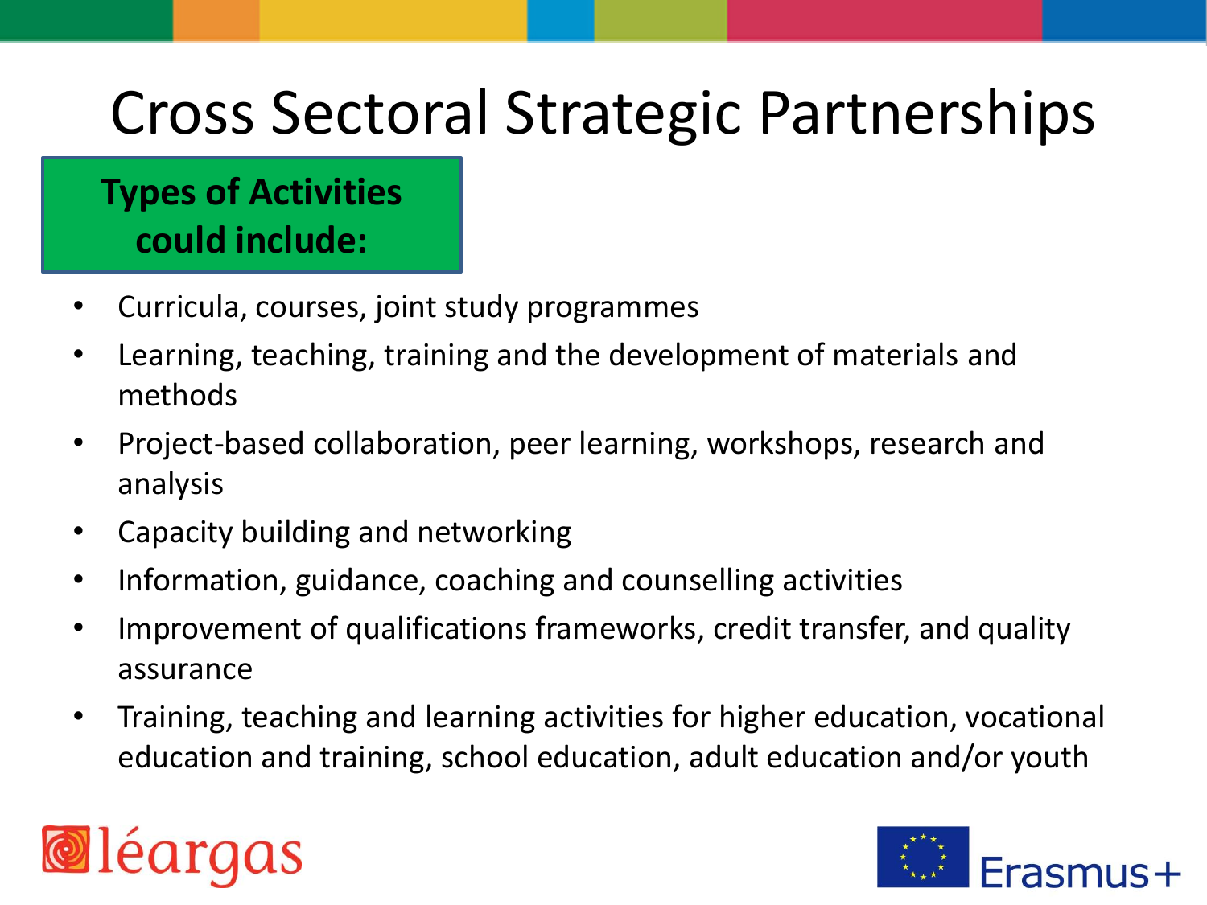# Cross Sectoral Strategic Partnerships

**Types of Activities could include:**

- Curricula, courses, joint study programmes
- Learning, teaching, training and the development of materials and methods
- Project-based collaboration, peer learning, workshops, research and analysis
- Capacity building and networking
- Information, guidance, coaching and counselling activities
- Improvement of qualifications frameworks, credit transfer, and quality assurance
- Training, teaching and learning activities for higher education, vocational education and training, school education, adult education and/or youth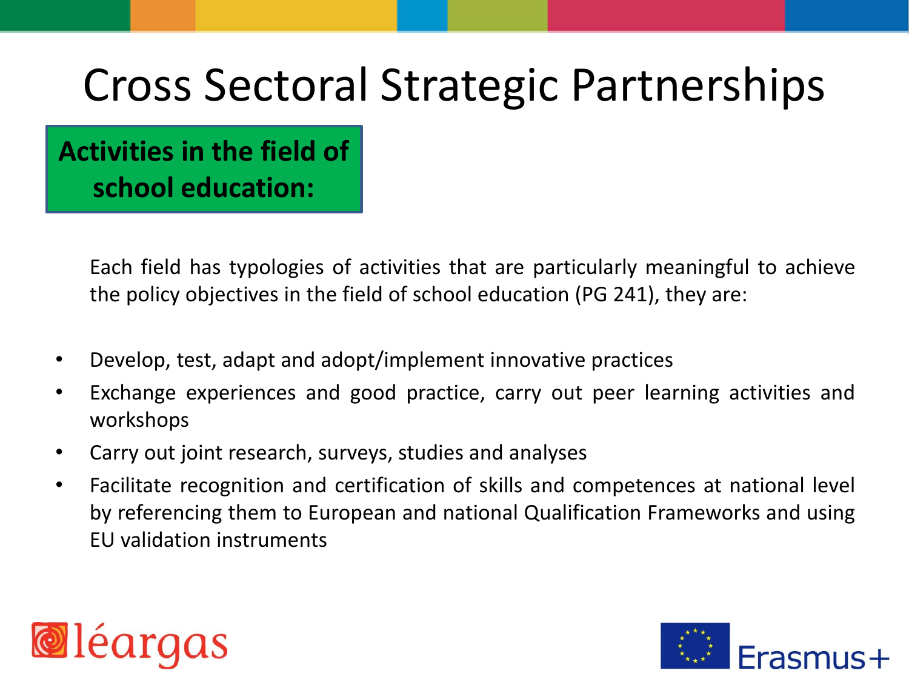# Cross Sectoral Strategic Partnerships

## Activities in the field of school education:

Each field has typologies of activities that are particularly meaningful to achieve the policy objectives in the field of school education (PG 241), they are:

- Develop, test, adapt and adopt/implement innovative practices
- Exchange experiences and good practice, carry out peer learning activities and workshops
- Carry out joint research, surveys, studies and analyses
- Facilitate recognition and certification of skills and competences at national level by referencing them to European and national Qualification Frameworks and using EU validation instruments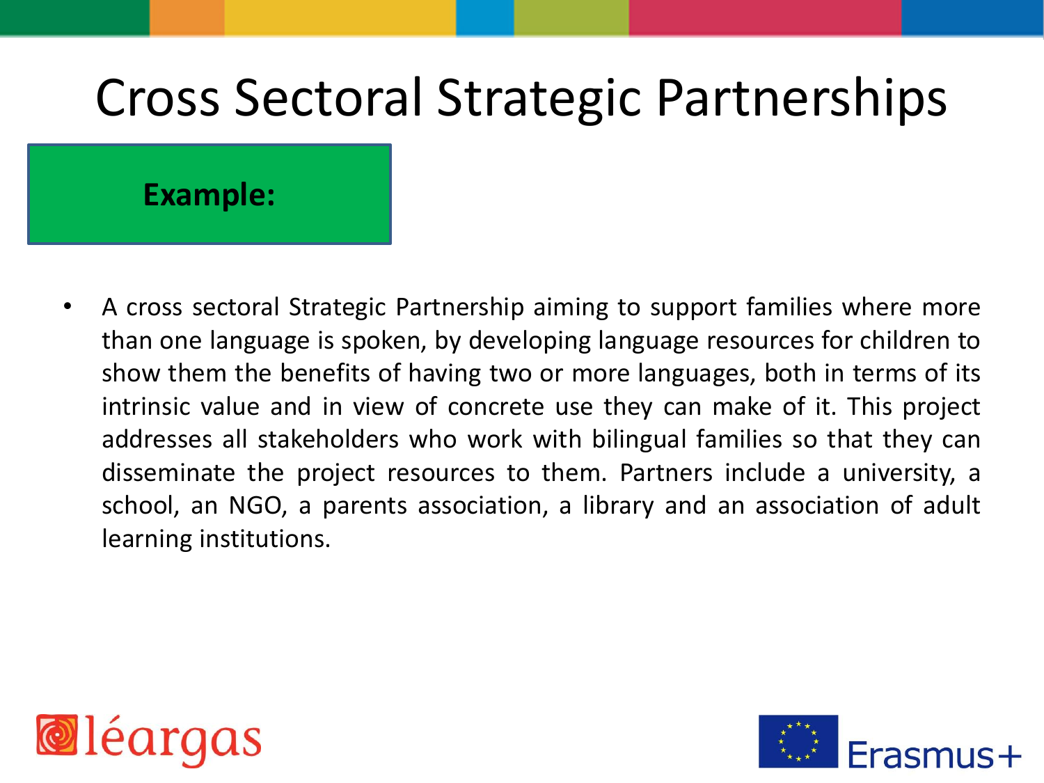# Cross Sectoral Strategic Partnerships

**Example:**

- A cross sectoral Strategic Partnership aiming to support families where more than one language is spoken, by developing language resources for children to show them the benefits of having two or more languages, both in terms of its intrinsic value and in view of concrete use they can make of it. This project addresses all stakeholders who work with bilingual families so that they can disseminate the project resources to them. Partners include a university, a school, an NGO, a parents association, a library and an association of adult learning institutions.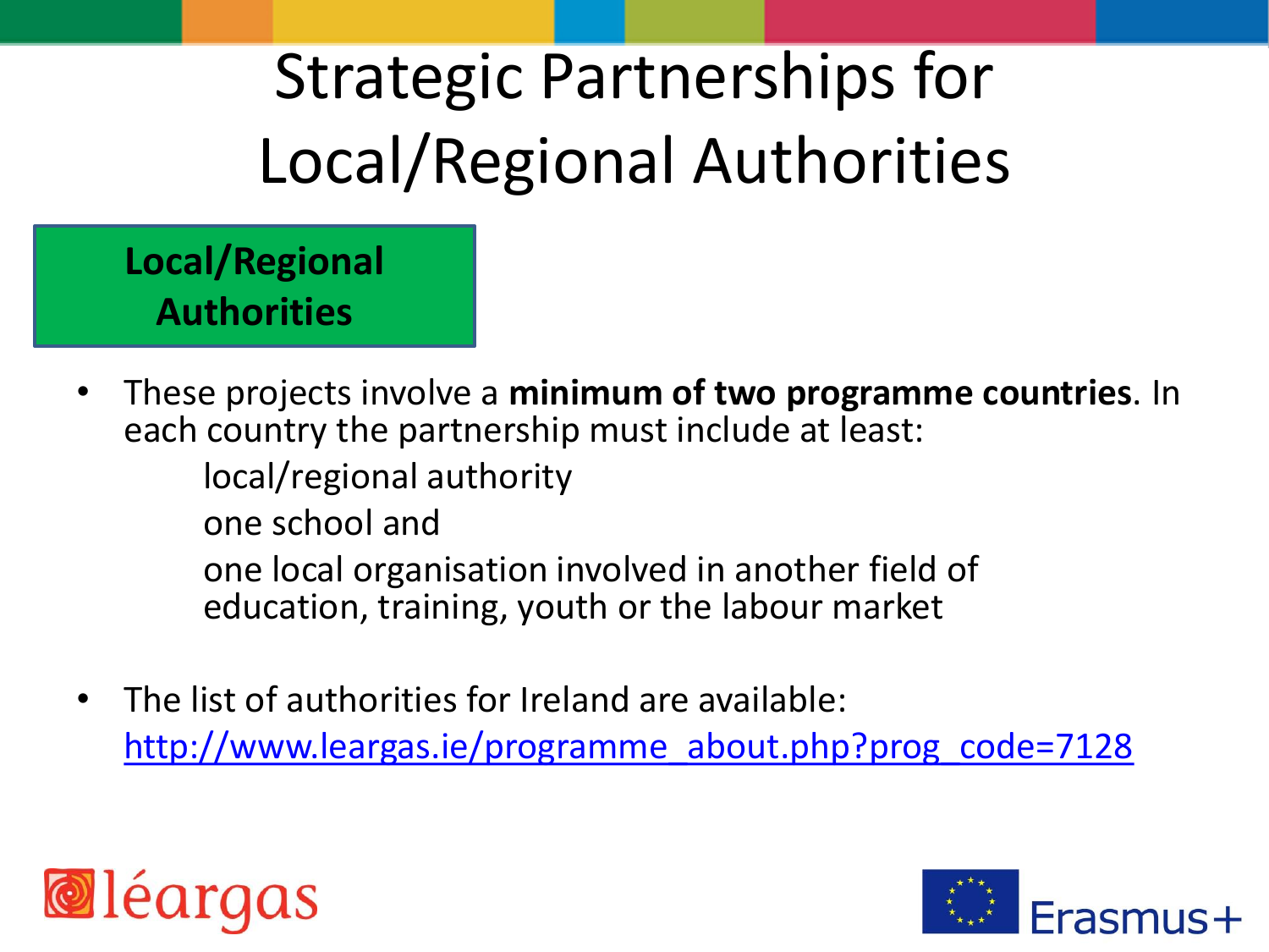# Strategic Partnerships for Local/Regional Authorities

**Local/Regional Authorities**

- These projects involve a **minimum of two programme countries**. In each country the partnership must include at least:
  - local/regional authority
  - one school and
  - one local organisation involved in another field of education, training, youth or the labour market

- The list of authorities for Ireland are available: http://www.leargas.ie/programme_about.php?prog_code=7128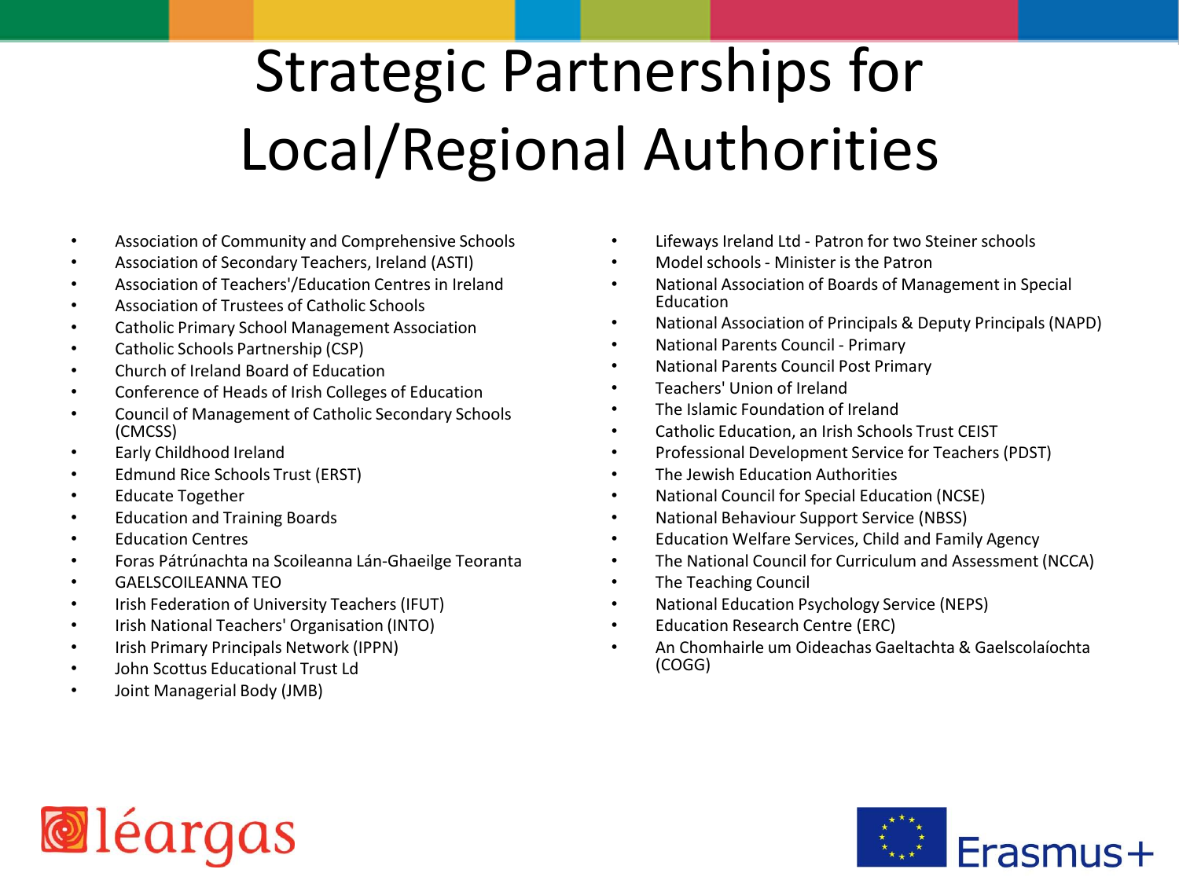# Strategic Partnerships for Local/Regional Authorities

- Association of Community and Comprehensive Schools
- Association of Secondary Teachers, Ireland (ASTI)
- Association of Teachers'/Education Centres in Ireland
- Association of Trustees of Catholic Schools
- Catholic Primary School Management Association
- Catholic Schools Partnership (CSP)
- Church of Ireland Board of Education
- Conference of Heads of Irish Colleges of Education
- Council of Management of Catholic Secondary Schools (CMCSS)
- Early Childhood Ireland
- Edmund Rice Schools Trust (ERST)
- Educate Together
- Education and Training Boards
- Education Centres
- Foras Pátrúnachta na Scoileanna Lán-Ghaeilge Teoranta
- GAELSCOILEANNA TEO
- Irish Federation of University Teachers (IFUT)
- Irish National Teachers' Organisation (INTO)
- Irish Primary Principals Network (IPPN)
- John Scottus Educational Trust Ltd
- Joint Managerial Body (JMB)
- Lifeways Ireland Ltd - Patron for two Steiner schools
- Model schools - Minister is the Patron
- National Association of Boards of Management in Special Education
- National Association of Principals & Deputy Principals (NAPD)
- National Parents Council - Primary
- National Parents Council Post Primary
- Teachers' Union of Ireland
- The Islamic Foundation of Ireland
- Catholic Education, an Irish Schools Trust CEIST
- Professional Development Service for Teachers (PDST)
- The Jewish Education Authorities
- National Council for Special Education (NCSE)
- National Behaviour Support Service (NBSS)
- Education Welfare Services, Child and Family Agency
- The National Council for Curriculum and Assessment (NCCA)
- The Teaching Council
- National Education Psychology Service (NEPS)
- Education Research Centre (ERC)
- An Chomhairle um Oideachas Gaeltachta & Gaelscolaíochta (COGG)

léargas

Erasmus+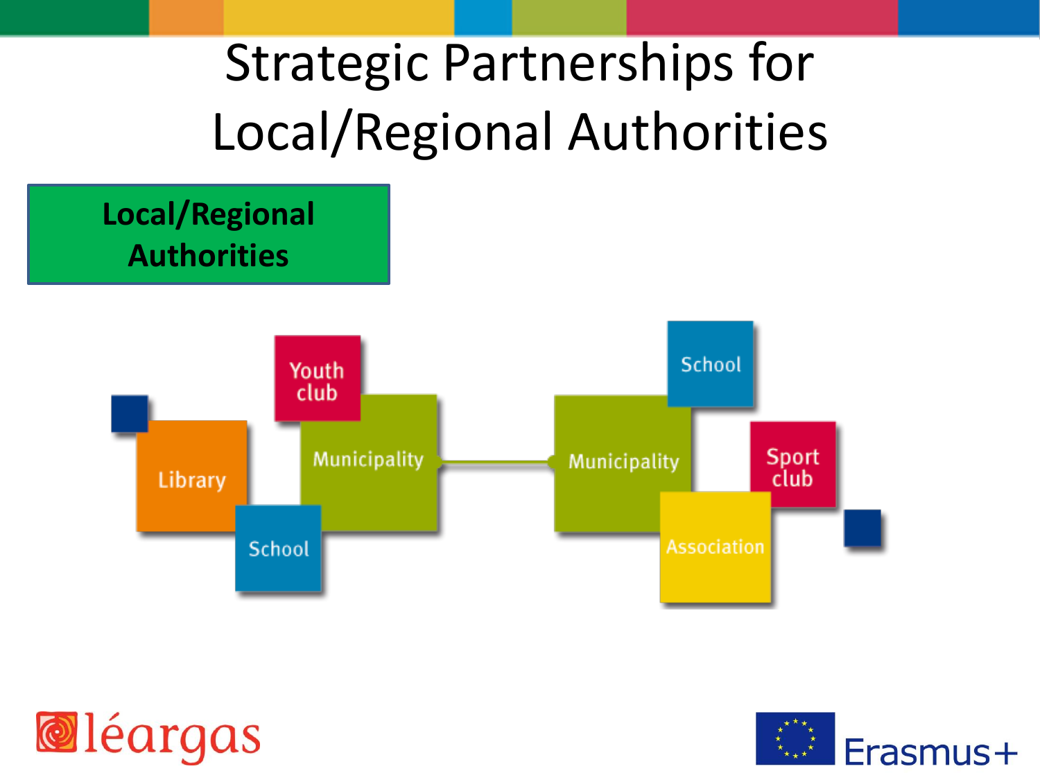# Strategic Partnerships for Local/Regional Authorities

**Local/Regional Authorities**

Youth club

Library

Municipality

School

School

Municipality

Sport club

Association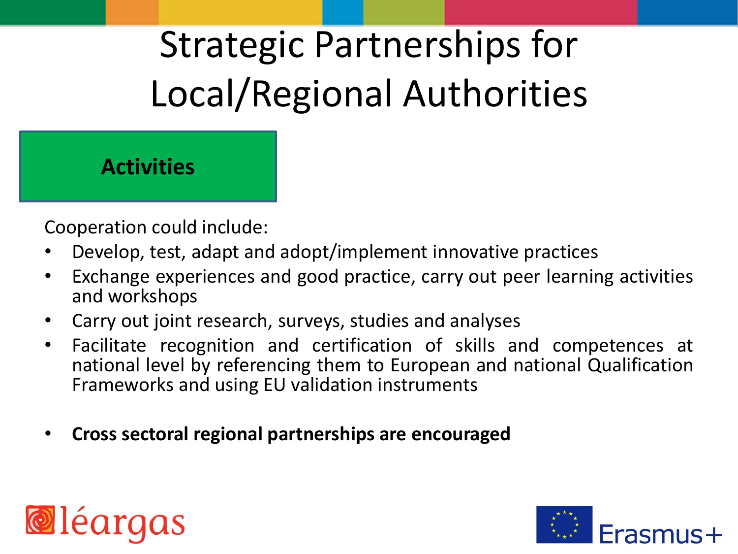# Strategic Partnerships for Local/Regional Authorities

## Activities

Cooperation could include:

- Develop, test, adapt and adopt/implement innovative practices
- Exchange experiences and good practice, carry out peer learning activities and workshops
- Carry out joint research, surveys, studies and analyses
- Facilitate recognition and certification of skills and competences at national level by referencing them to European and national Qualification Frameworks and using EU validation instruments
- **Cross sectoral regional partnerships are encouraged**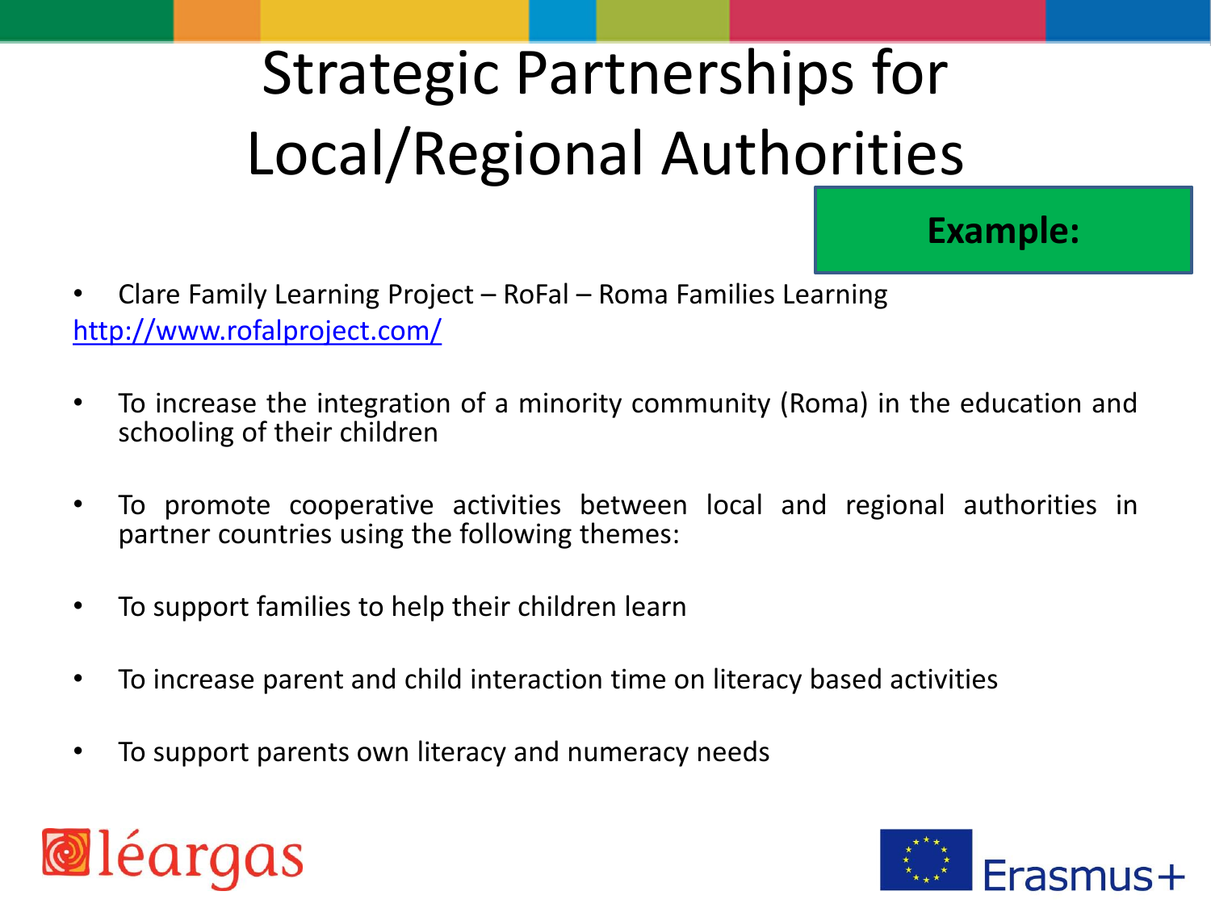# Strategic Partnerships for Local/Regional Authorities

**Example:**

- Clare Family Learning Project – RoFal – Roma Families Learning

http://www.rofalproject.com/

- To increase the integration of a minority community (Roma) in the education and schooling of their children
- To promote cooperative activities between local and regional authorities in partner countries using the following themes:
- To support families to help their children learn
- To increase parent and child interaction time on literacy based activities
- To support parents own literacy and numeracy needs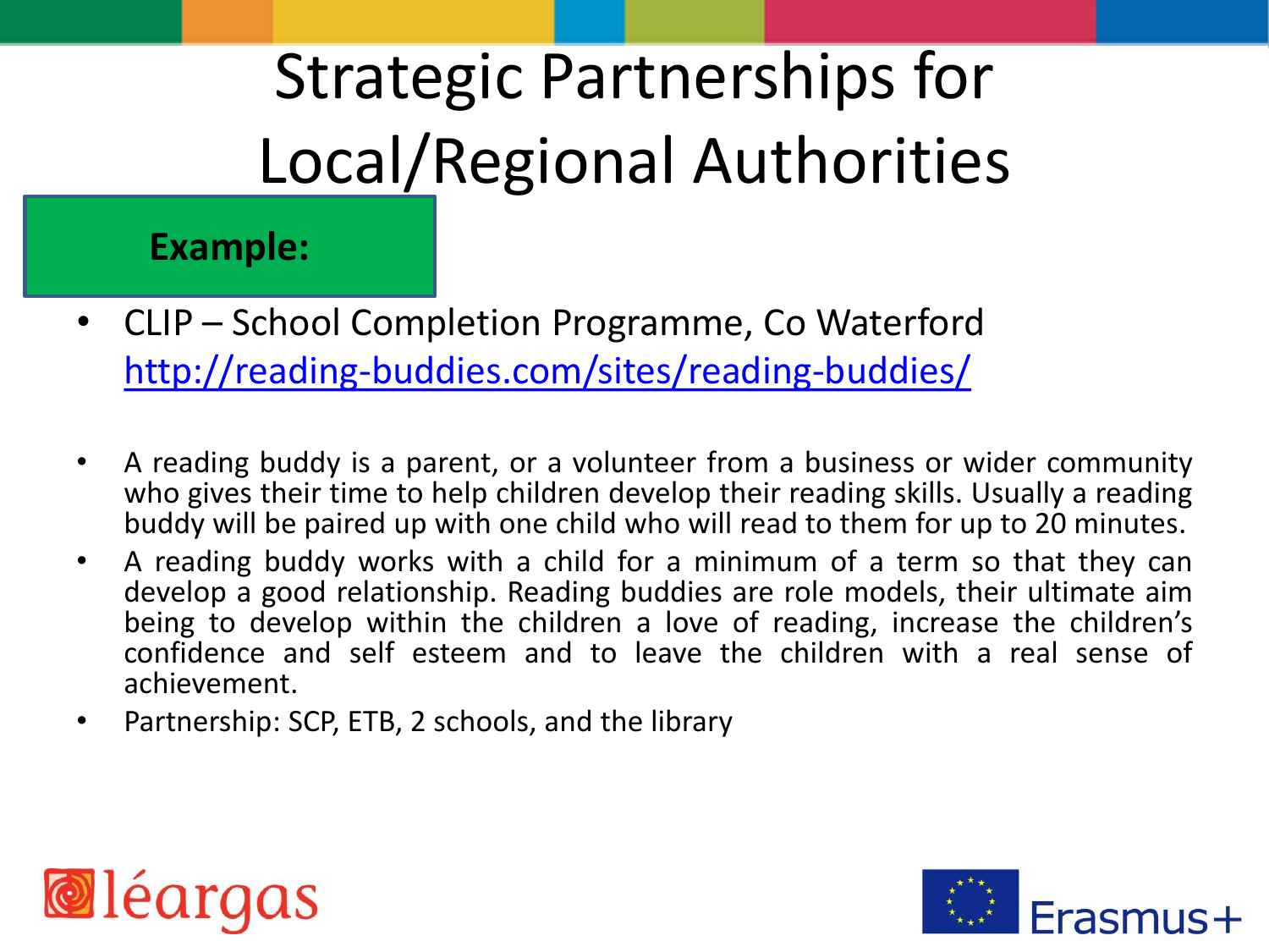# Strategic Partnerships for Local/Regional Authorities

**Example:**

- CLIP – School Completion Programme, Co Waterford
  http://reading-buddies.com/sites/reading-buddies/

- A reading buddy is a parent, or a volunteer from a business or wider community who gives their time to help children develop their reading skills. Usually a reading buddy will be paired up with one child who will read to them for up to 20 minutes.
- A reading buddy works with a child for a minimum of a term so that they can develop a good relationship. Reading buddies are role models, their ultimate aim being to develop within the children a love of reading, increase the children's confidence and self esteem and to leave the children with a real sense of achievement.
- Partnership: SCP, ETB, 2 schools, and the library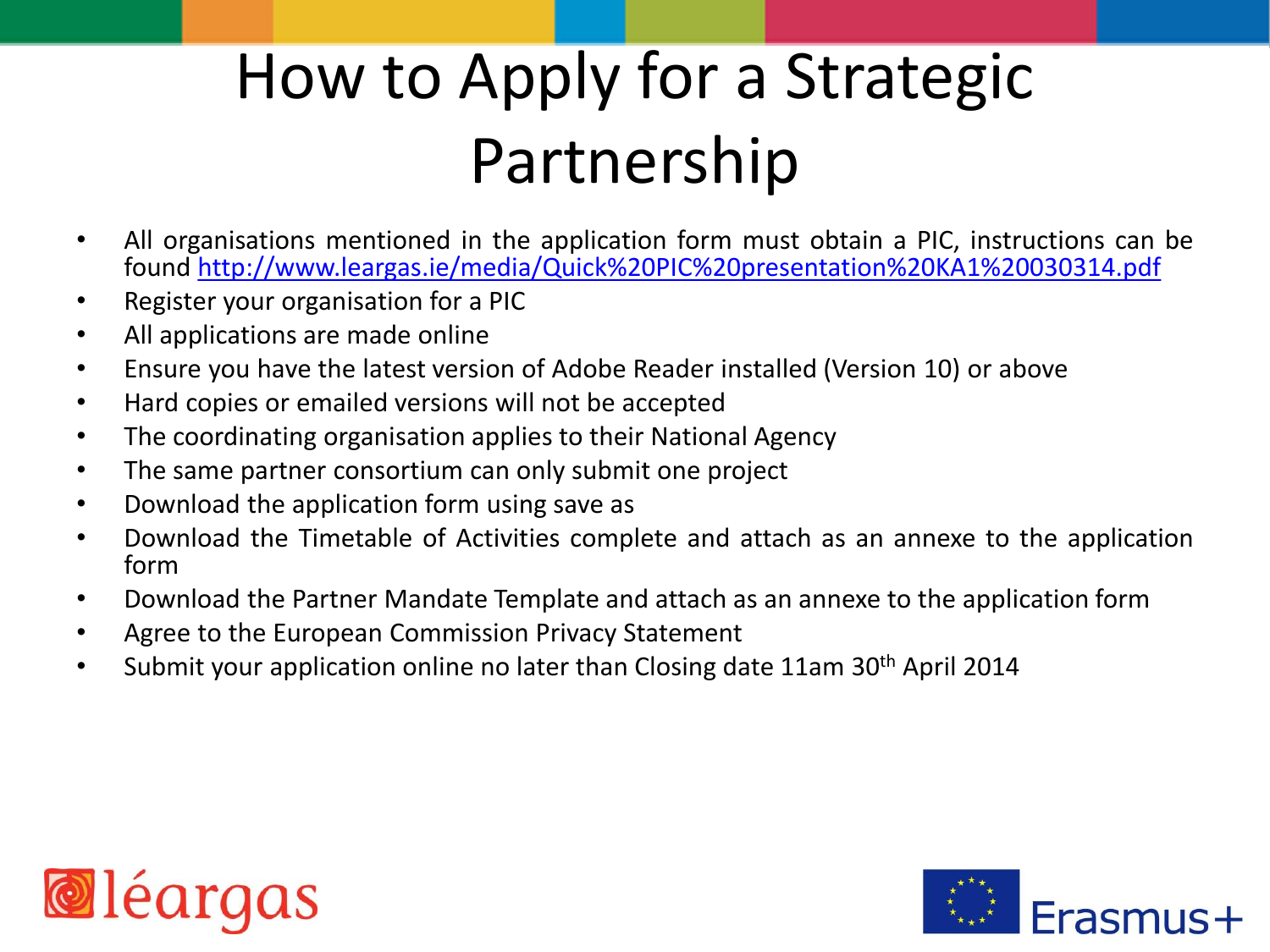# How to Apply for a Strategic Partnership

- All organisations mentioned in the application form must obtain a PIC, instructions can be found http://www.leargas.ie/media/Quick%20PIC%20presentation%20KA1%20030314.pdf
- Register your organisation for a PIC
- All applications are made online
- Ensure you have the latest version of Adobe Reader installed (Version 10) or above
- Hard copies or emailed versions will not be accepted
- The coordinating organisation applies to their National Agency
- The same partner consortium can only submit one project
- Download the application form using save as
- Download the Timetable of Activities complete and attach as an annexe to the application form
- Download the Partner Mandate Template and attach as an annexe to the application form
- Agree to the European Commission Privacy Statement
- Submit your application online no later than Closing date 11am 30th April 2014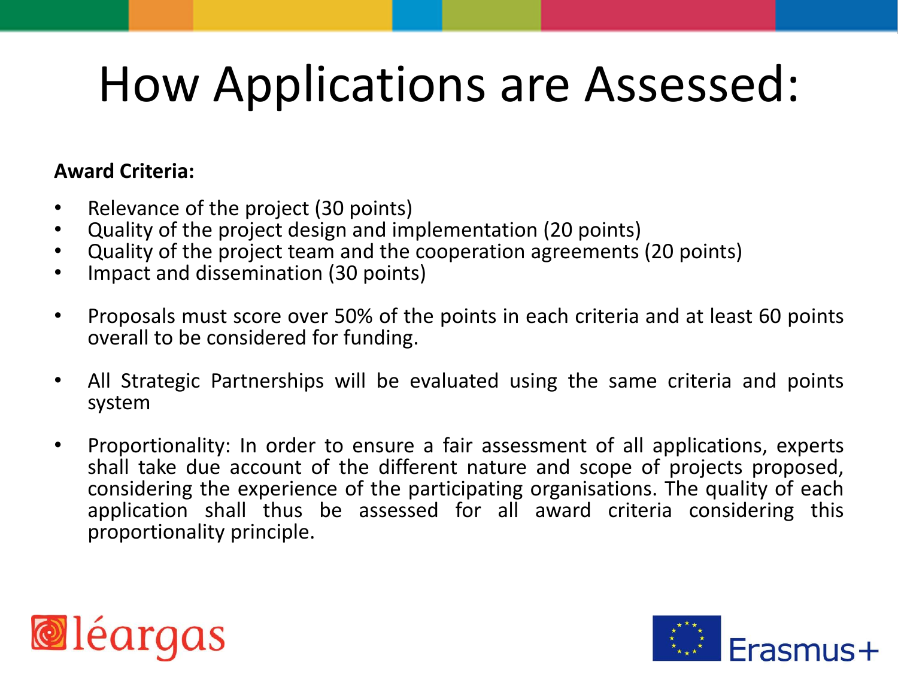# How Applications are Assessed:

**Award Criteria:**

- Relevance of the project (30 points)
- Quality of the project design and implementation (20 points)
- Quality of the project team and the cooperation agreements (20 points)
- Impact and dissemination (30 points)

- Proposals must score over 50% of the points in each criteria and at least 60 points overall to be considered for funding.

- All Strategic Partnerships will be evaluated using the same criteria and points system

- Proportionality: In order to ensure a fair assessment of all applications, experts shall take due account of the different nature and scope of projects proposed, considering the experience of the participating organisations. The quality of each application shall thus be assessed for all award criteria considering this proportionality principle.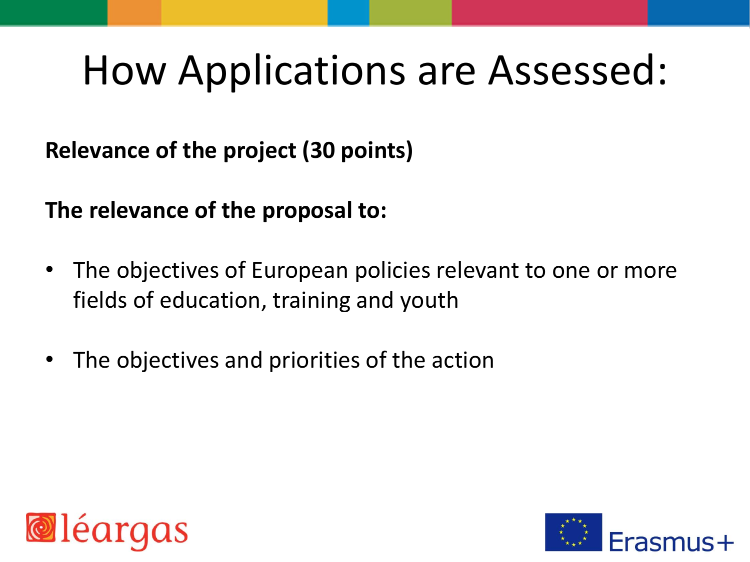# How Applications are Assessed:

**Relevance of the project (30 points)**

**The relevance of the proposal to:**

- The objectives of European policies relevant to one or more fields of education, training and youth
- The objectives and priorities of the action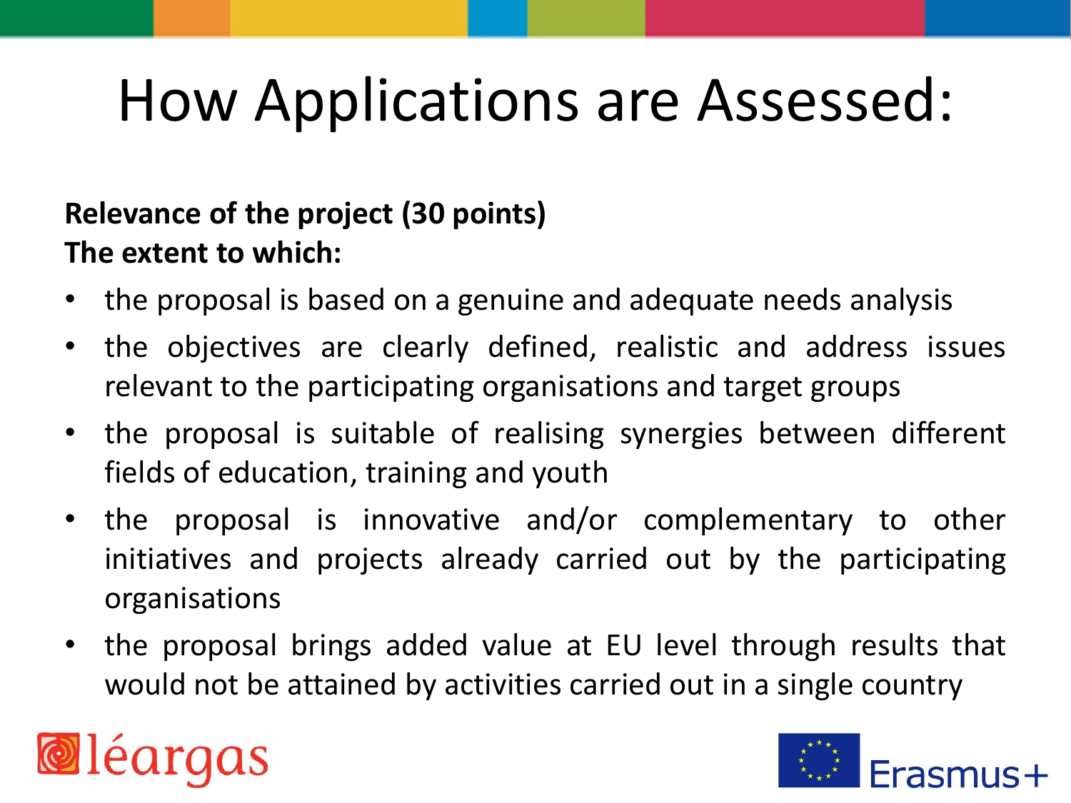# How Applications are Assessed:

**Relevance of the project (30 points)**
**The extent to which:**

- the proposal is based on a genuine and adequate needs analysis
- the objectives are clearly defined, realistic and address issues relevant to the participating organisations and target groups
- the proposal is suitable of realising synergies between different fields of education, training and youth
- the proposal is innovative and/or complementary to other initiatives and projects already carried out by the participating organisations
- the proposal brings added value at EU level through results that would not be attained by activities carried out in a single country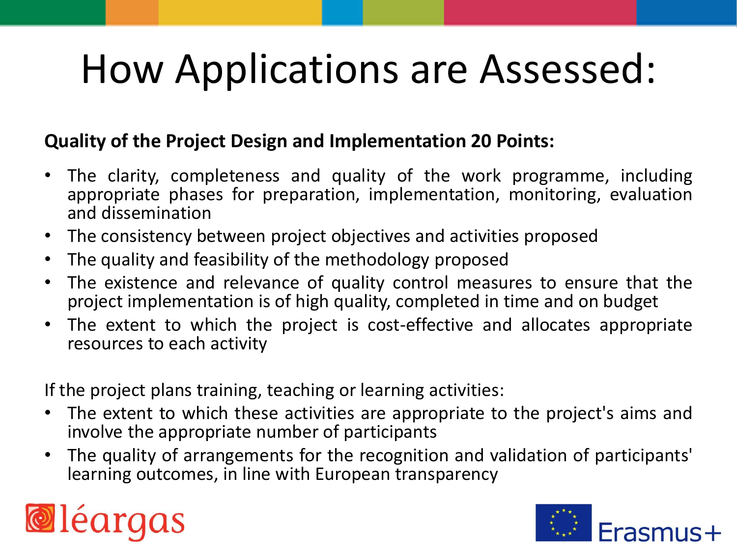# How Applications are Assessed:

**Quality of the Project Design and Implementation 20 Points:**

- The clarity, completeness and quality of the work programme, including appropriate phases for preparation, implementation, monitoring, evaluation and dissemination
- The consistency between project objectives and activities proposed
- The quality and feasibility of the methodology proposed
- The existence and relevance of quality control measures to ensure that the project implementation is of high quality, completed in time and on budget
- The extent to which the project is cost-effective and allocates appropriate resources to each activity

If the project plans training, teaching or learning activities:

- The extent to which these activities are appropriate to the project's aims and involve the appropriate number of participants
- The quality of arrangements for the recognition and validation of participants' learning outcomes, in line with European transparency

léargas

Erasmus+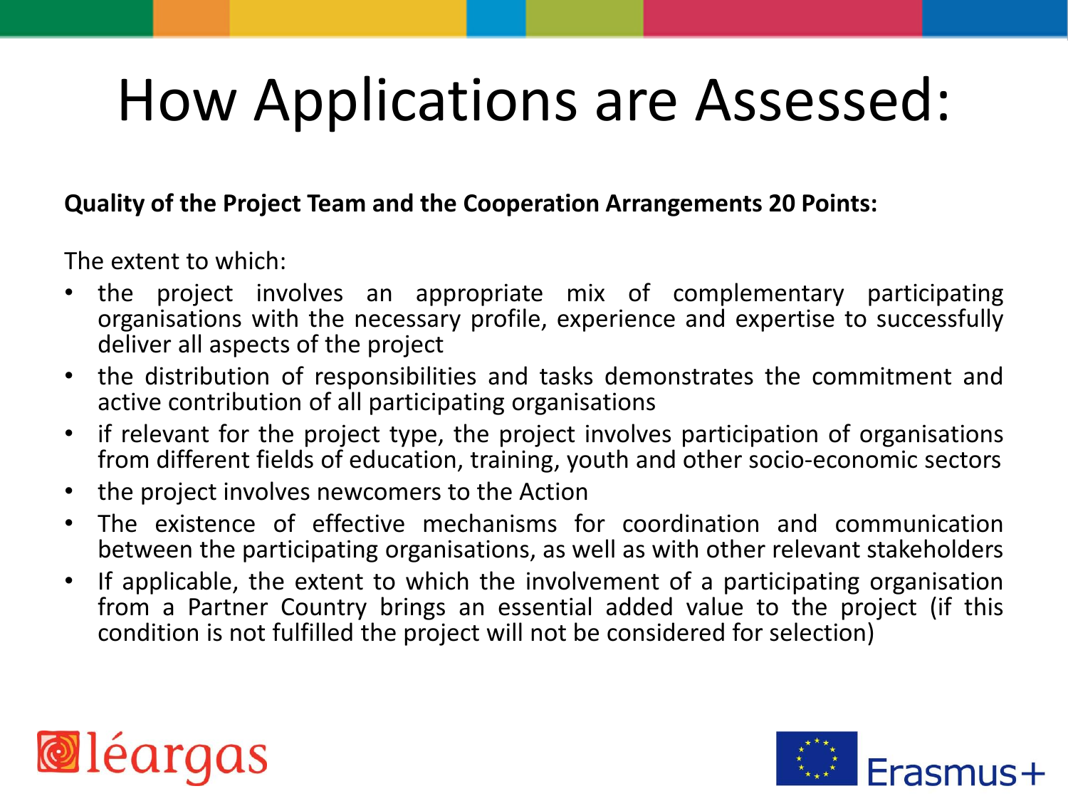# How Applications are Assessed:

**Quality of the Project Team and the Cooperation Arrangements 20 Points:**

The extent to which:

- the project involves an appropriate mix of complementary participating organisations with the necessary profile, experience and expertise to successfully deliver all aspects of the project
- the distribution of responsibilities and tasks demonstrates the commitment and active contribution of all participating organisations
- if relevant for the project type, the project involves participation of organisations from different fields of education, training, youth and other socio-economic sectors
- the project involves newcomers to the Action
- The existence of effective mechanisms for coordination and communication between the participating organisations, as well as with other relevant stakeholders
- If applicable, the extent to which the involvement of a participating organisation from a Partner Country brings an essential added value to the project (if this condition is not fulfilled the project will not be considered for selection)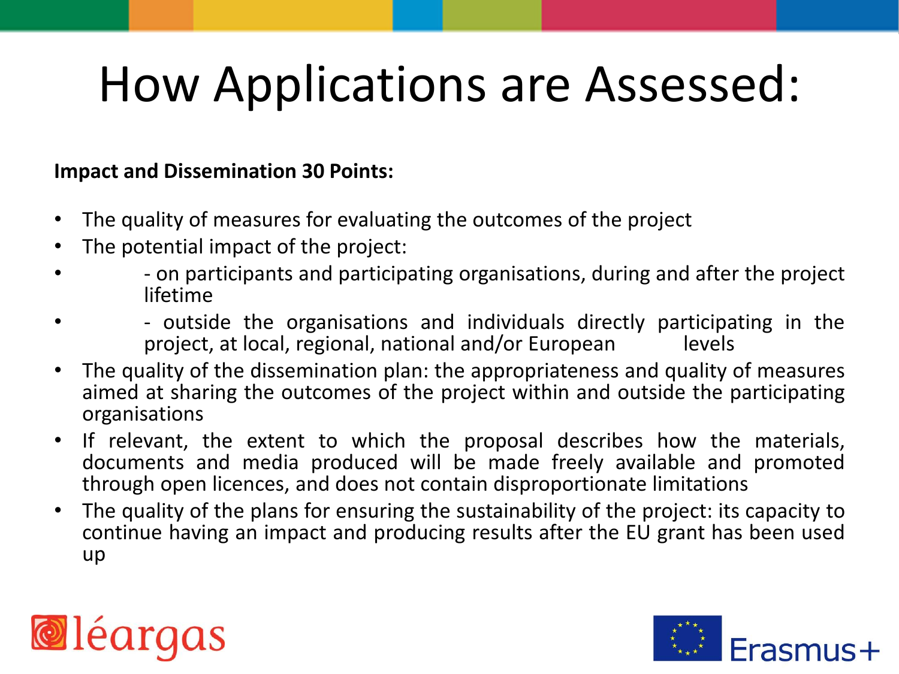# How Applications are Assessed:

**Impact and Dissemination 30 Points:**

- The quality of measures for evaluating the outcomes of the project
- The potential impact of the project:
- - on participants and participating organisations, during and after the project lifetime
- - outside the organisations and individuals directly participating in the project, at local, regional, national and/or European levels
- The quality of the dissemination plan: the appropriateness and quality of measures aimed at sharing the outcomes of the project within and outside the participating organisations
- If relevant, the extent to which the proposal describes how the materials, documents and media produced will be made freely available and promoted through open licences, and does not contain disproportionate limitations
- The quality of the plans for ensuring the sustainability of the project: its capacity to continue having an impact and producing results after the EU grant has been used up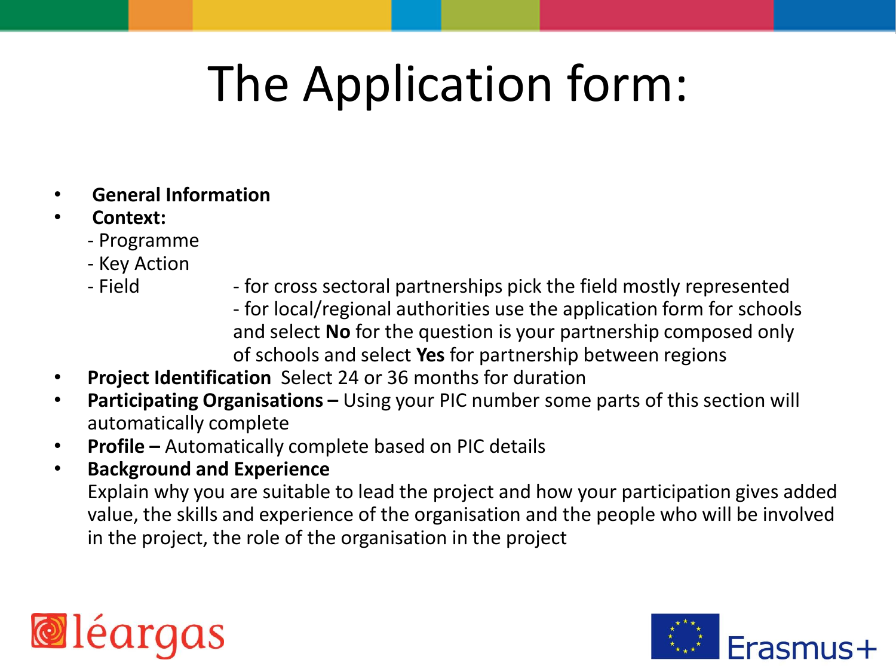# The Application form:

- **General Information**
- **Context:**
  - Programme
  - Key Action
  - Field
    - for cross sectoral partnerships pick the field mostly represented
    - for local/regional authorities use the application form for schools and select **No** for the question is your partnership composed only of schools and select **Yes** for partnership between regions
- **Project Identification** Select 24 or 36 months for duration
- **Participating Organisations –** Using your PIC number some parts of this section will automatically complete
- **Profile –** Automatically complete based on PIC details
- **Background and Experience**

  Explain why you are suitable to lead the project and how your participation gives added value, the skills and experience of the organisation and the people who will be involved in the project, the role of the organisation in the project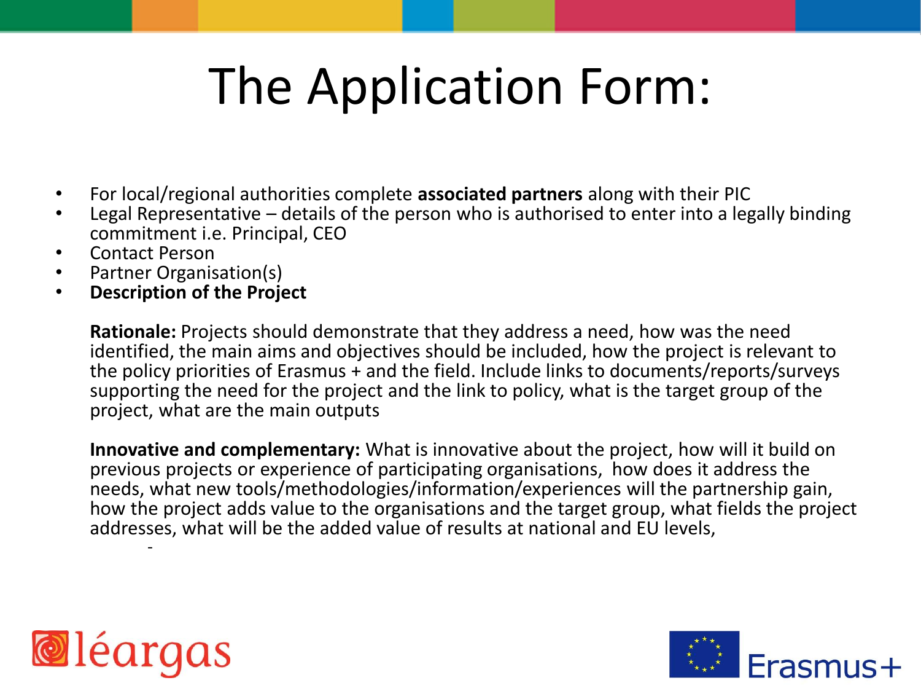# The Application Form:

- For local/regional authorities complete **associated partners** along with their PIC
- Legal Representative – details of the person who is authorised to enter into a legally binding commitment i.e. Principal, CEO
- Contact Person
- Partner Organisation(s)
- **Description of the Project**

  **Rationale:** Projects should demonstrate that they address a need, how was the need identified, the main aims and objectives should be included, how the project is relevant to the policy priorities of Erasmus + and the field. Include links to documents/reports/surveys supporting the need for the project and the link to policy, what is the target group of the project, what are the main outputs

  **Innovative and complementary:** What is innovative about the project, how will it build on previous projects or experience of participating organisations, how does it address the needs, what new tools/methodologies/information/experiences will the partnership gain, how the project adds value to the organisations and the target group, what fields the project addresses, what will be the added value of results at national and EU levels,

  -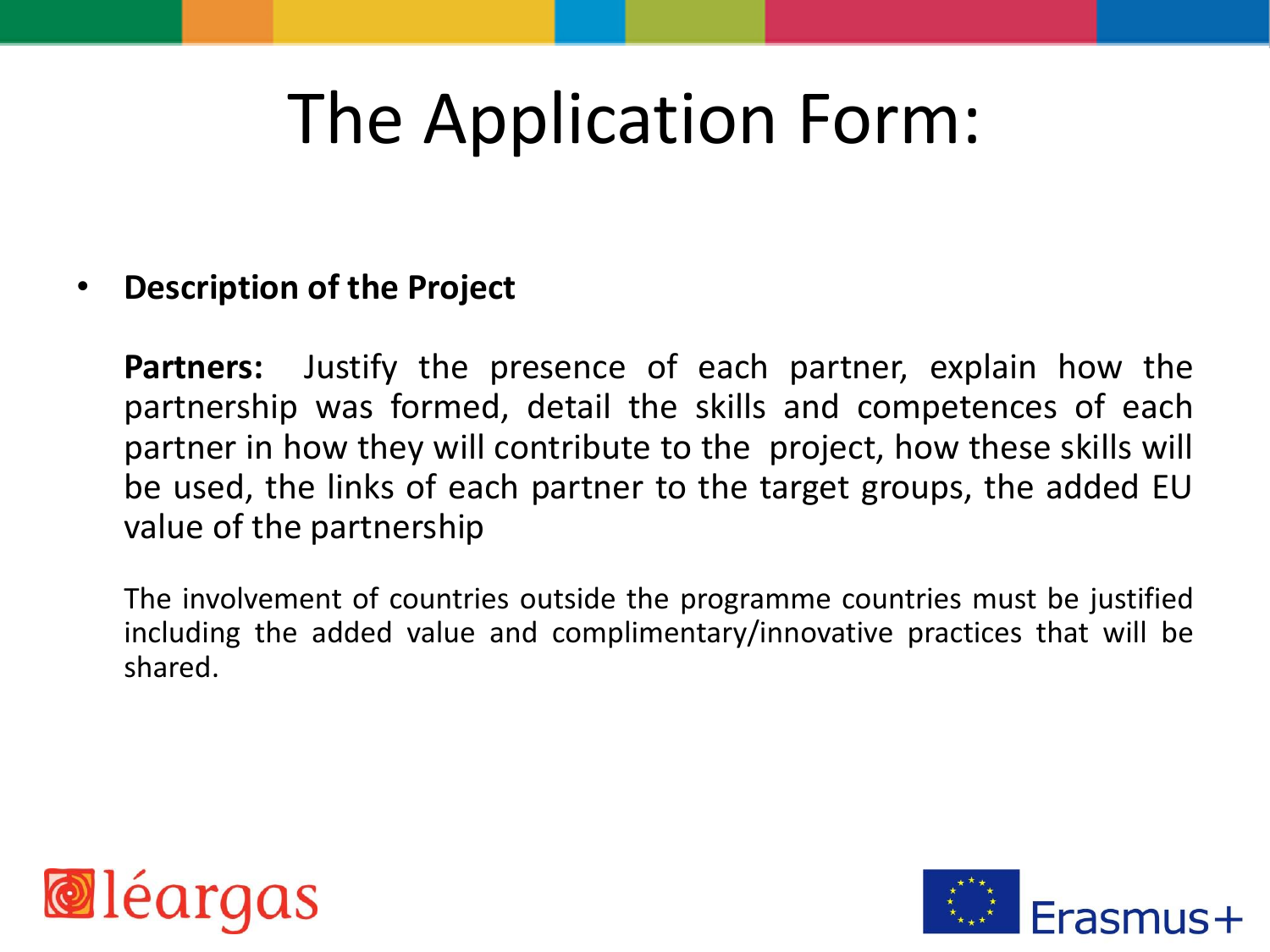# The Application Form:

- **Description of the Project**

  **Partners:** Justify the presence of each partner, explain how the partnership was formed, detail the skills and competences of each partner in how they will contribute to the project, how these skills will be used, the links of each partner to the target groups, the added EU value of the partnership

  The involvement of countries outside the programme countries must be justified including the added value and complimentary/innovative practices that will be shared.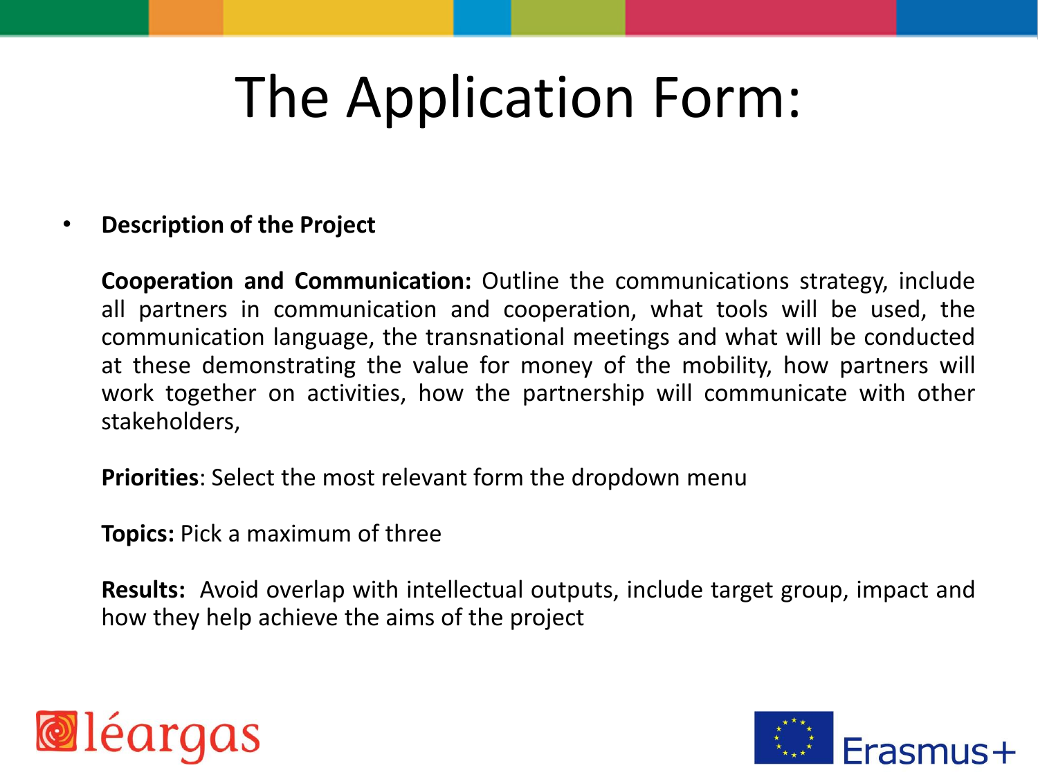# The Application Form:

- **Description of the Project**

  **Cooperation and Communication:** Outline the communications strategy, include all partners in communication and cooperation, what tools will be used, the communication language, the transnational meetings and what will be conducted at these demonstrating the value for money of the mobility, how partners will work together on activities, how the partnership will communicate with other stakeholders,

  **Priorities**: Select the most relevant form the dropdown menu

  **Topics:** Pick a maximum of three

  **Results:** Avoid overlap with intellectual outputs, include target group, impact and how they help achieve the aims of the project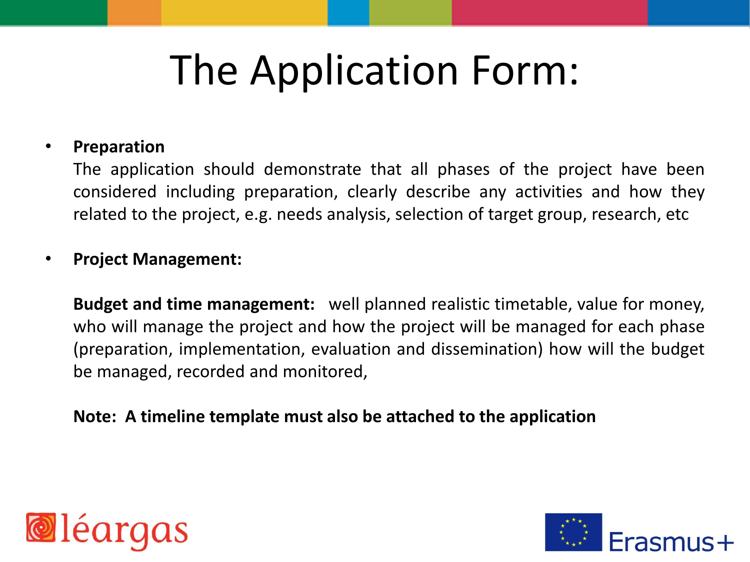# The Application Form:

- **Preparation**
  The application should demonstrate that all phases of the project have been considered including preparation, clearly describe any activities and how they related to the project, e.g. needs analysis, selection of target group, research, etc

- **Project Management:**

  **Budget and time management:** well planned realistic timetable, value for money, who will manage the project and how the project will be managed for each phase (preparation, implementation, evaluation and dissemination) how will the budget be managed, recorded and monitored,

  **Note: A timeline template must also be attached to the application**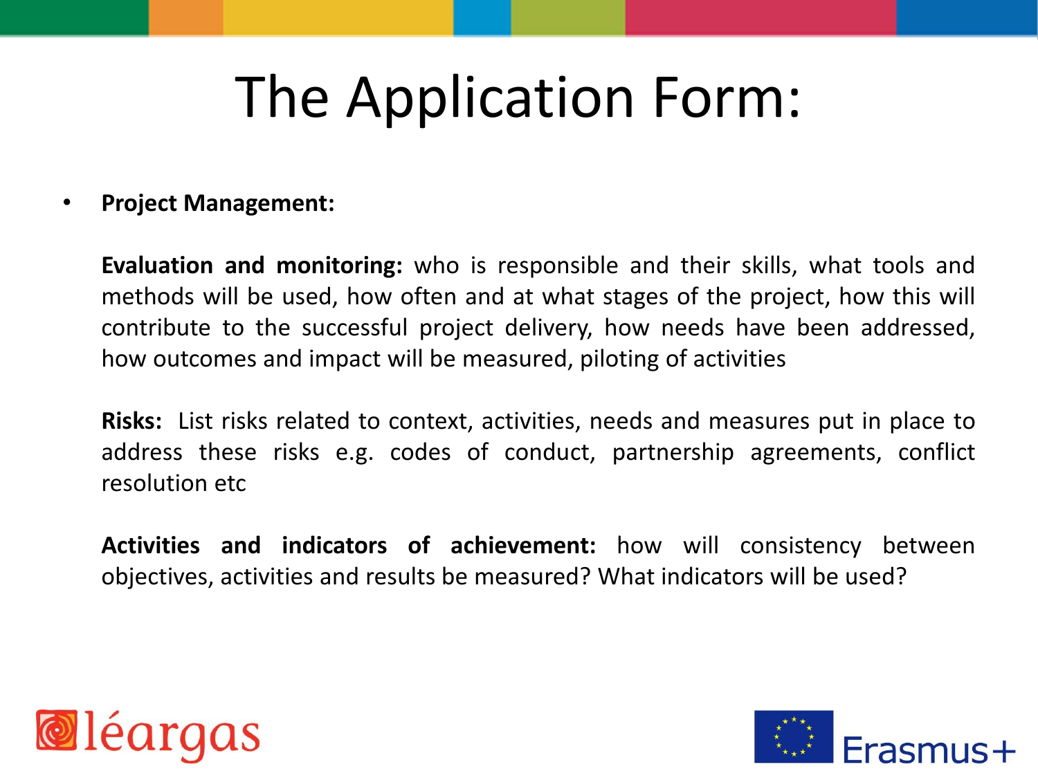# The Application Form:

- **Project Management:**

  **Evaluation and monitoring:** who is responsible and their skills, what tools and methods will be used, how often and at what stages of the project, how this will contribute to the successful project delivery, how needs have been addressed, how outcomes and impact will be measured, piloting of activities

  **Risks:** List risks related to context, activities, needs and measures put in place to address these risks e.g. codes of conduct, partnership agreements, conflict resolution etc

  **Activities and indicators of achievement:** how will consistency between objectives, activities and results be measured? What indicators will be used?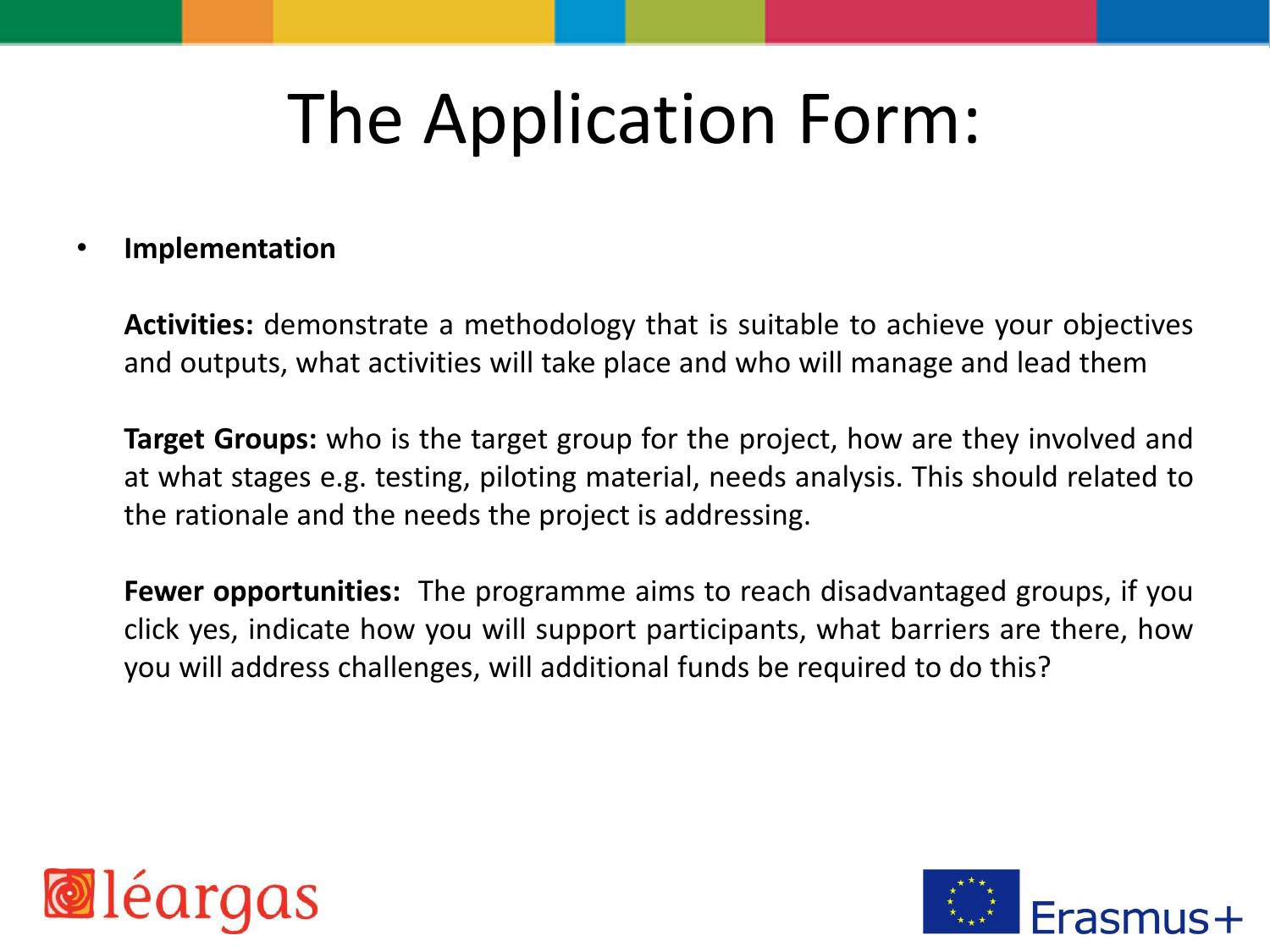# The Application Form:

- **Implementation**

  **Activities:** demonstrate a methodology that is suitable to achieve your objectives and outputs, what activities will take place and who will manage and lead them

  **Target Groups:** who is the target group for the project, how are they involved and at what stages e.g. testing, piloting material, needs analysis. This should related to the rationale and the needs the project is addressing.

  **Fewer opportunities:** The programme aims to reach disadvantaged groups, if you click yes, indicate how you will support participants, what barriers are there, how you will address challenges, will additional funds be required to do this?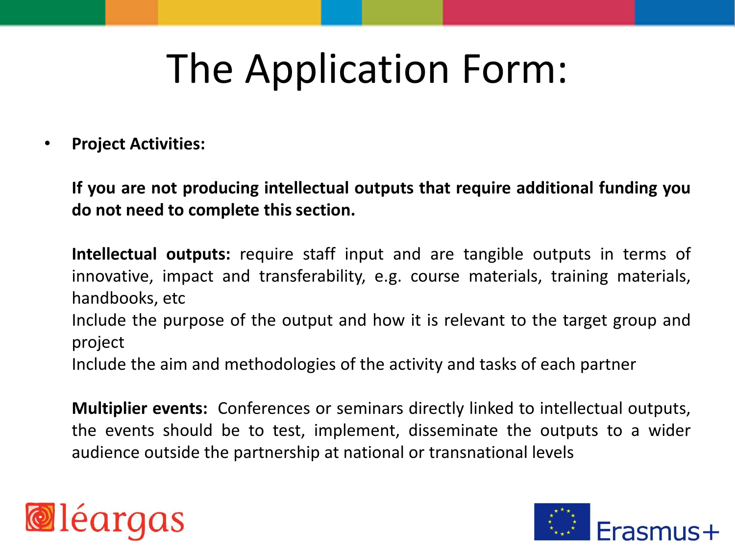# The Application Form:

- **Project Activities:**

  **If you are not producing intellectual outputs that require additional funding you do not need to complete this section.**

  **Intellectual outputs:** require staff input and are tangible outputs in terms of innovative, impact and transferability, e.g. course materials, training materials, handbooks, etc
  Include the purpose of the output and how it is relevant to the target group and project
  Include the aim and methodologies of the activity and tasks of each partner

  **Multiplier events:** Conferences or seminars directly linked to intellectual outputs, the events should be to test, implement, disseminate the outputs to a wider audience outside the partnership at national or transnational levels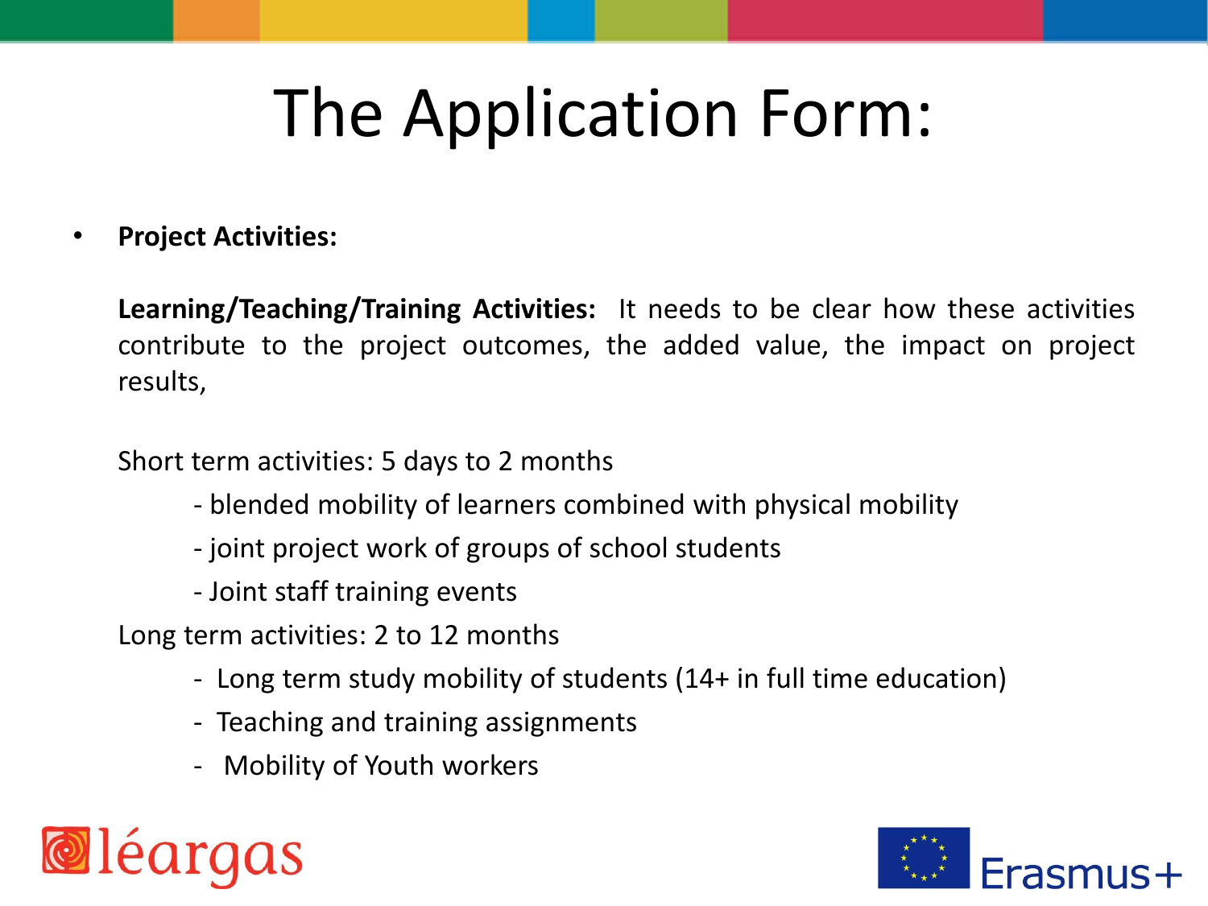# The Application Form:

- **Project Activities:**

  **Learning/Teaching/Training Activities:** It needs to be clear how these activities contribute to the project outcomes, the added value, the impact on project results,

  Short term activities: 5 days to 2 months

  - blended mobility of learners combined with physical mobility
  - joint project work of groups of school students
  - Joint staff training events

  Long term activities: 2 to 12 months

  - Long term study mobility of students (14+ in full time education)
  - Teaching and training assignments
  - Mobility of Youth workers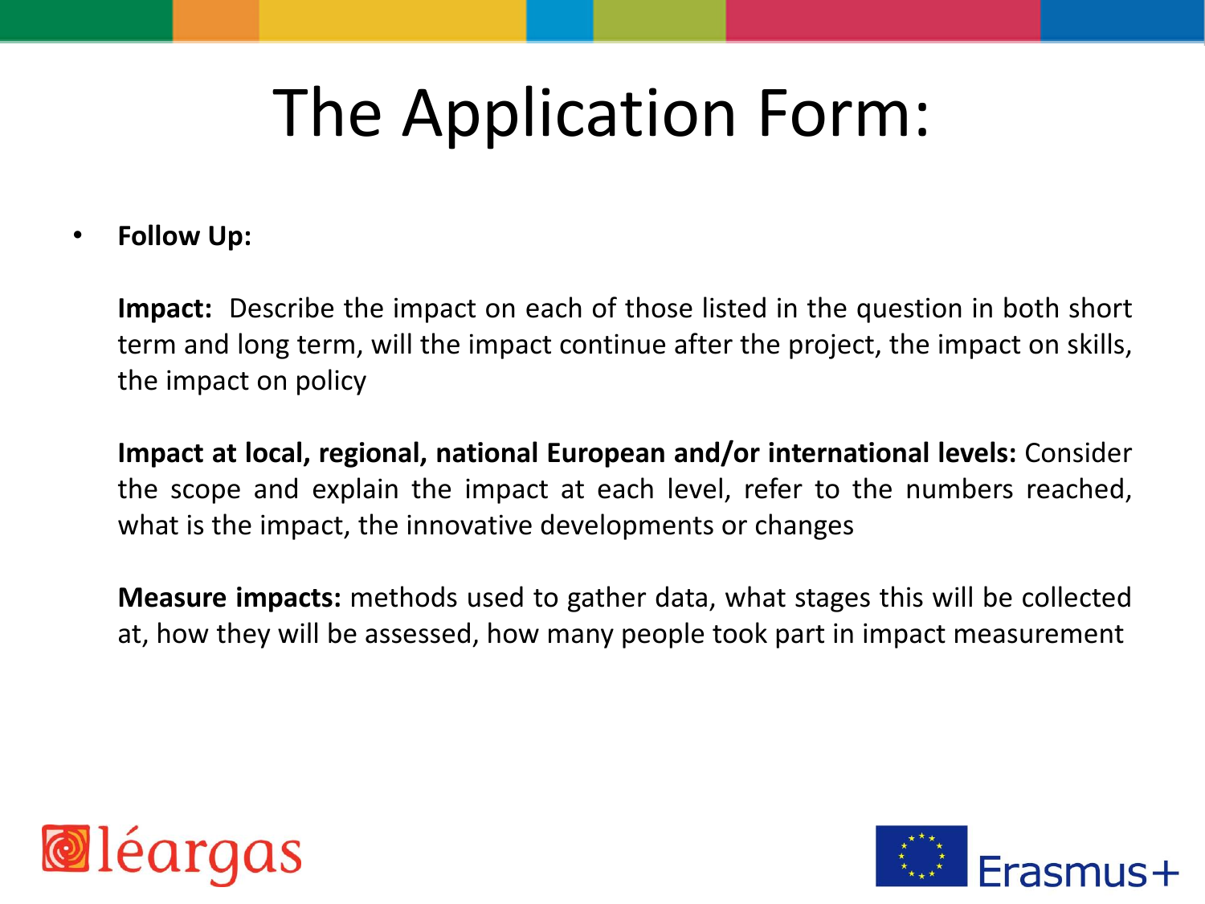# The Application Form:

- **Follow Up:**

  **Impact:** Describe the impact on each of those listed in the question in both short term and long term, will the impact continue after the project, the impact on skills, the impact on policy

  **Impact at local, regional, national European and/or international levels:** Consider the scope and explain the impact at each level, refer to the numbers reached, what is the impact, the innovative developments or changes

  **Measure impacts:** methods used to gather data, what stages this will be collected at, how they will be assessed, how many people took part in impact measurement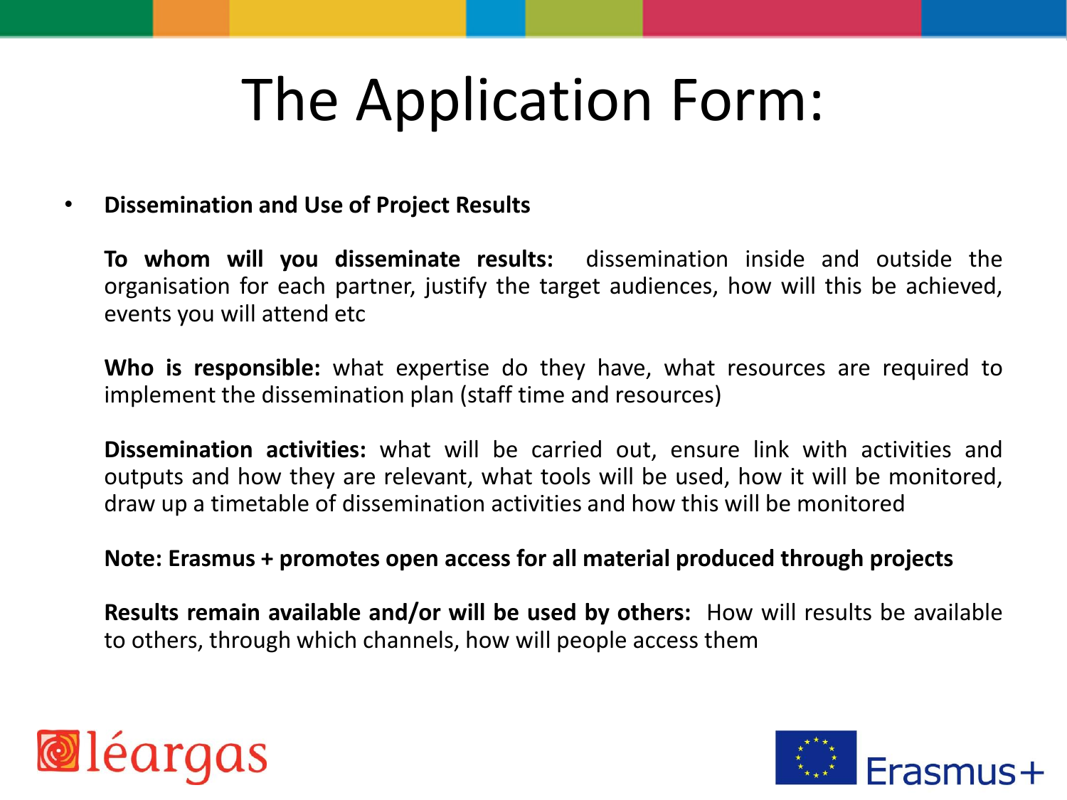# The Application Form:

- **Dissemination and Use of Project Results**

  **To whom will you disseminate results:** dissemination inside and outside the organisation for each partner, justify the target audiences, how will this be achieved, events you will attend etc

  **Who is responsible:** what expertise do they have, what resources are required to implement the dissemination plan (staff time and resources)

  **Dissemination activities:** what will be carried out, ensure link with activities and outputs and how they are relevant, what tools will be used, how it will be monitored, draw up a timetable of dissemination activities and how this will be monitored

  **Note: Erasmus + promotes open access for all material produced through projects**

  **Results remain available and/or will be used by others:** How will results be available to others, through which channels, how will people access them

léargas

Erasmus+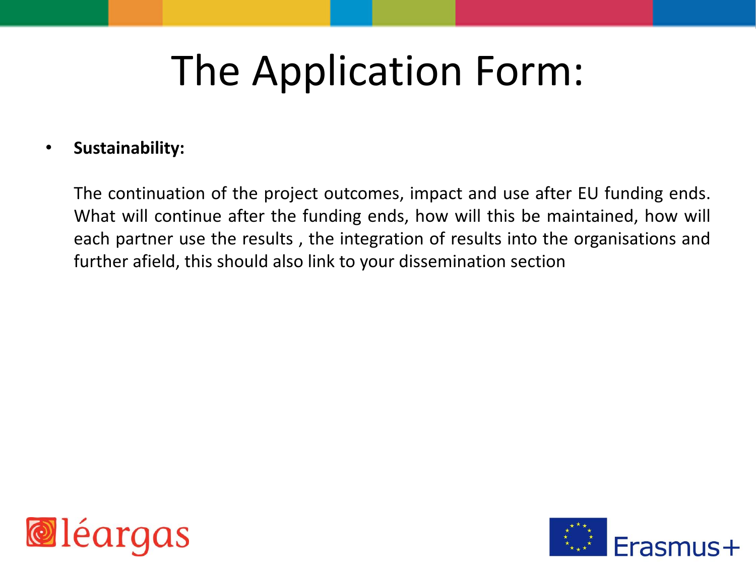# The Application Form:

- **Sustainability:**

  The continuation of the project outcomes, impact and use after EU funding ends. What will continue after the funding ends, how will this be maintained, how will each partner use the results , the integration of results into the organisations and further afield, this should also link to your dissemination section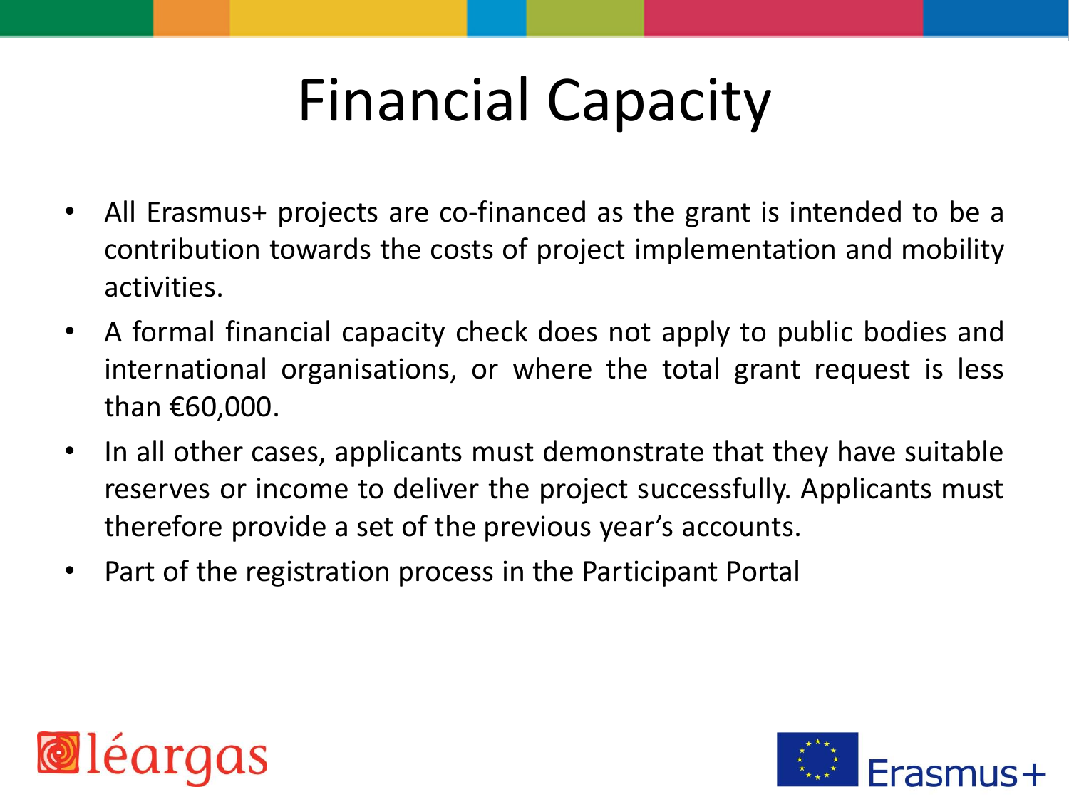# Financial Capacity

- All Erasmus+ projects are co-financed as the grant is intended to be a contribution towards the costs of project implementation and mobility activities.
- A formal financial capacity check does not apply to public bodies and international organisations, or where the total grant request is less than €60,000.
- In all other cases, applicants must demonstrate that they have suitable reserves or income to deliver the project successfully. Applicants must therefore provide a set of the previous year's accounts.
- Part of the registration process in the Participant Portal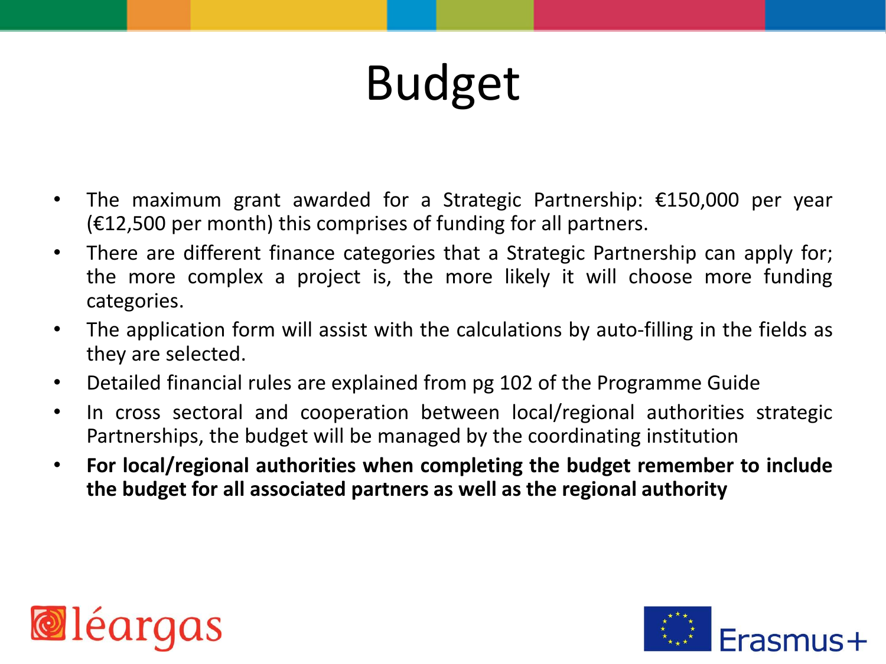# Budget

- The maximum grant awarded for a Strategic Partnership: €150,000 per year (€12,500 per month) this comprises of funding for all partners.
- There are different finance categories that a Strategic Partnership can apply for; the more complex a project is, the more likely it will choose more funding categories.
- The application form will assist with the calculations by auto-filling in the fields as they are selected.
- Detailed financial rules are explained from pg 102 of the Programme Guide
- In cross sectoral and cooperation between local/regional authorities strategic Partnerships, the budget will be managed by the coordinating institution
- **For local/regional authorities when completing the budget remember to include the budget for all associated partners as well as the regional authority**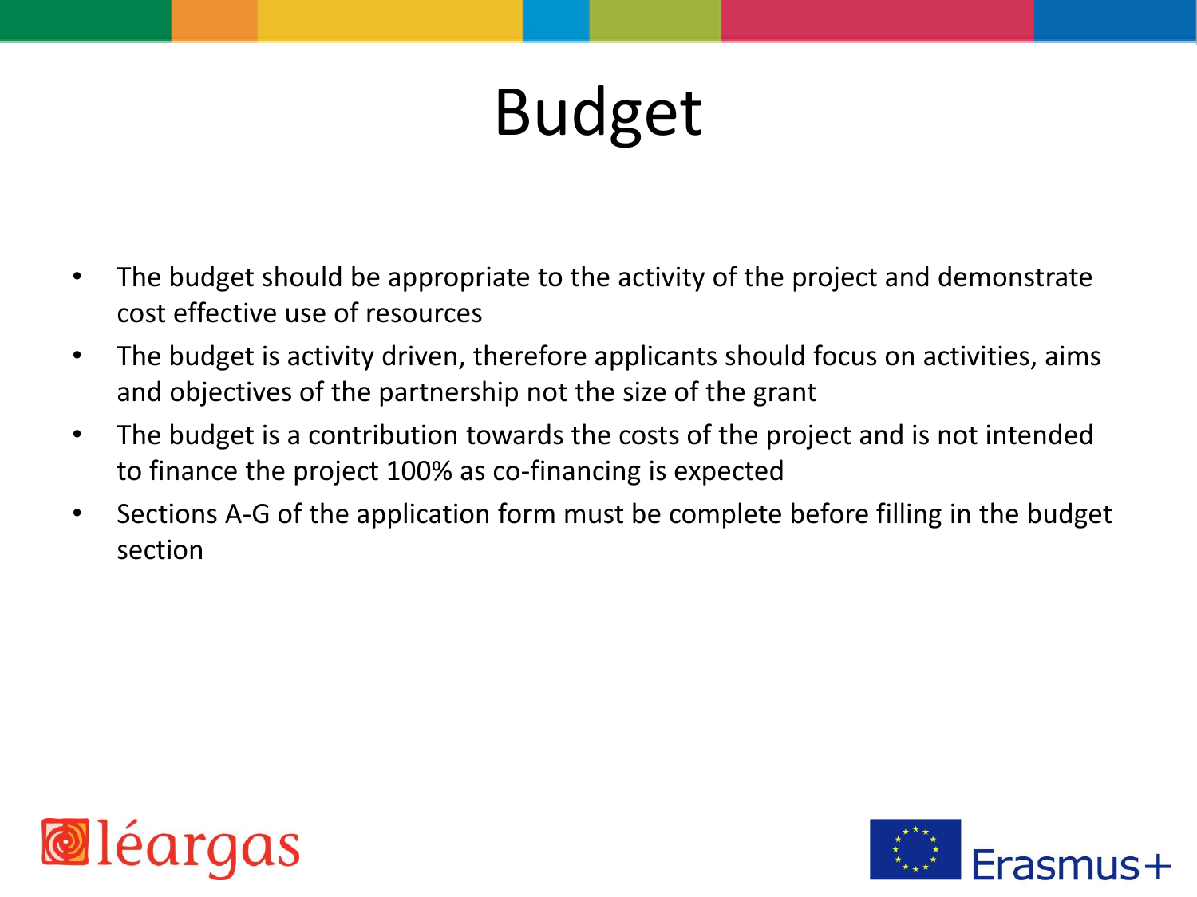# Budget

- The budget should be appropriate to the activity of the project and demonstrate cost effective use of resources
- The budget is activity driven, therefore applicants should focus on activities, aims and objectives of the partnership not the size of the grant
- The budget is a contribution towards the costs of the project and is not intended to finance the project 100% as co-financing is expected
- Sections A-G of the application form must be complete before filling in the budget section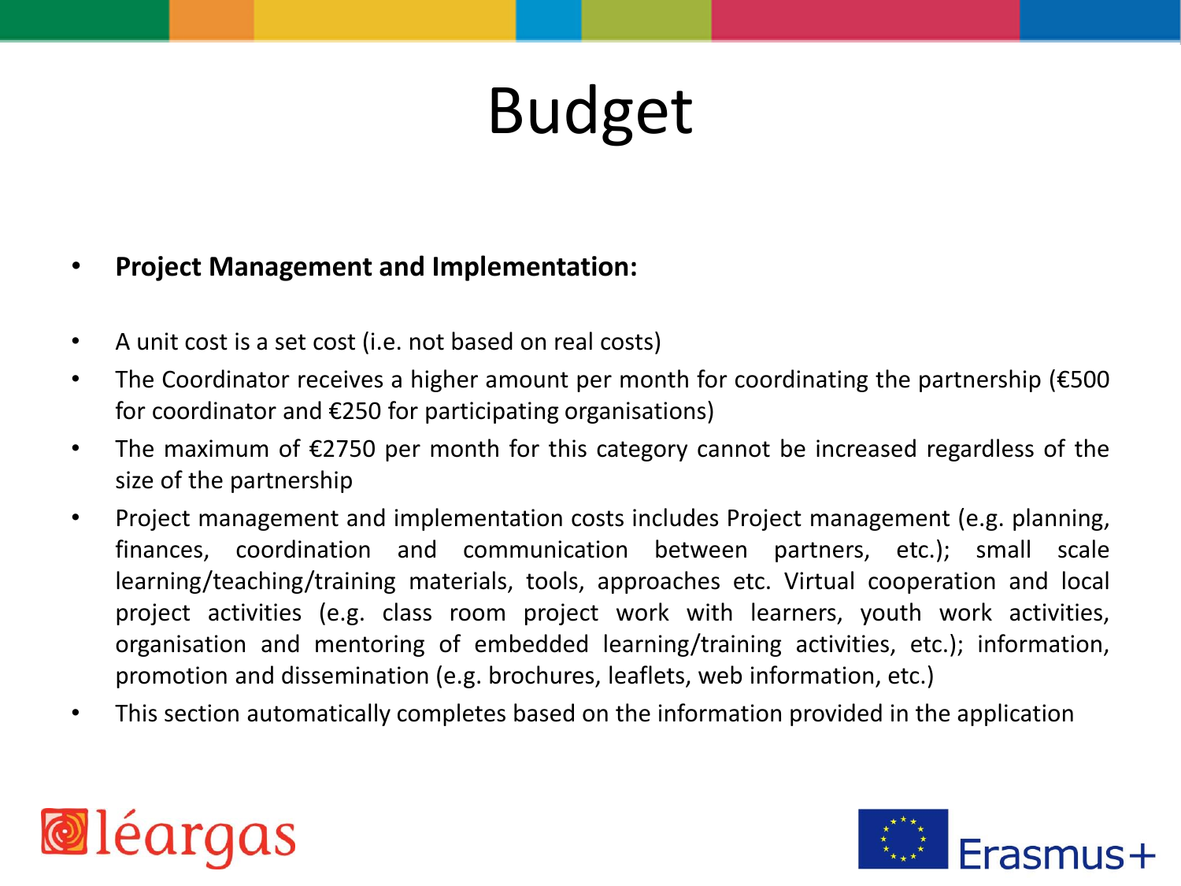# Budget

- **Project Management and Implementation:**

- A unit cost is a set cost (i.e. not based on real costs)
- The Coordinator receives a higher amount per month for coordinating the partnership (€500 for coordinator and €250 for participating organisations)
- The maximum of €2750 per month for this category cannot be increased regardless of the size of the partnership
- Project management and implementation costs includes Project management (e.g. planning, finances, coordination and communication between partners, etc.); small scale learning/teaching/training materials, tools, approaches etc. Virtual cooperation and local project activities (e.g. class room project work with learners, youth work activities, organisation and mentoring of embedded learning/training activities, etc.); information, promotion and dissemination (e.g. brochures, leaflets, web information, etc.)
- This section automatically completes based on the information provided in the application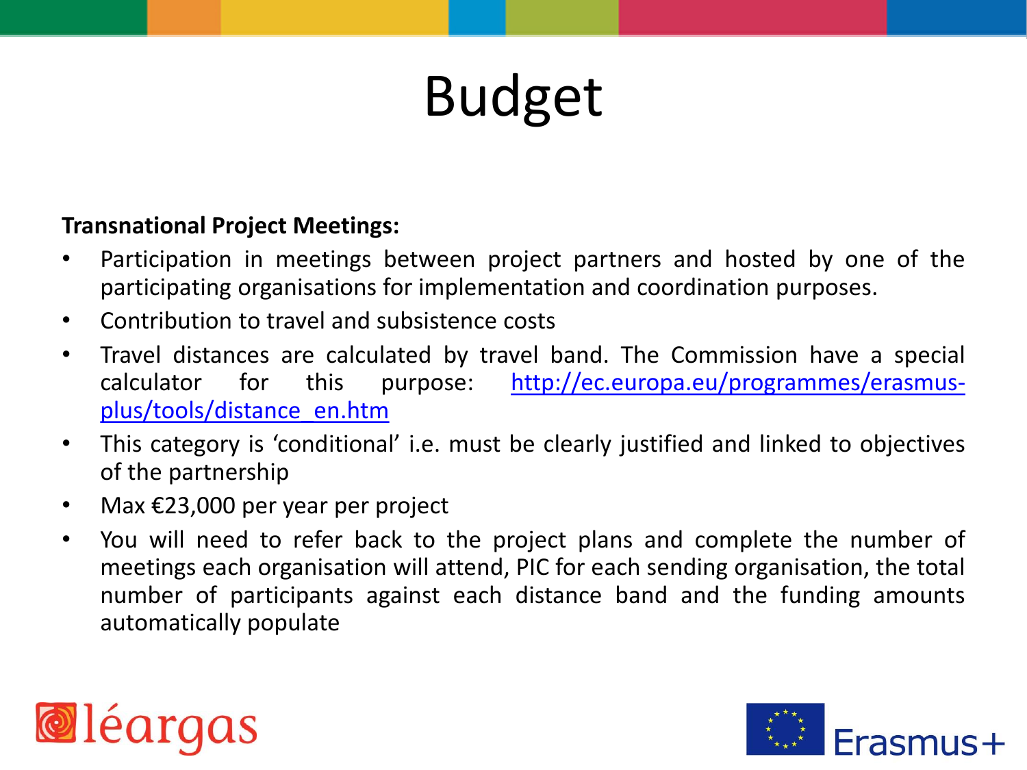# Budget

**Transnational Project Meetings:**

- Participation in meetings between project partners and hosted by one of the participating organisations for implementation and coordination purposes.
- Contribution to travel and subsistence costs
- Travel distances are calculated by travel band. The Commission have a special calculator for this purpose: [http://ec.europa.eu/programmes/erasmus-plus/tools/distance_en.htm](http://ec.europa.eu/programmes/erasmus-plus/tools/distance_en.htm)
- This category is 'conditional' i.e. must be clearly justified and linked to objectives of the partnership
- Max €23,000 per year per project
- You will need to refer back to the project plans and complete the number of meetings each organisation will attend, PIC for each sending organisation, the total number of participants against each distance band and the funding amounts automatically populate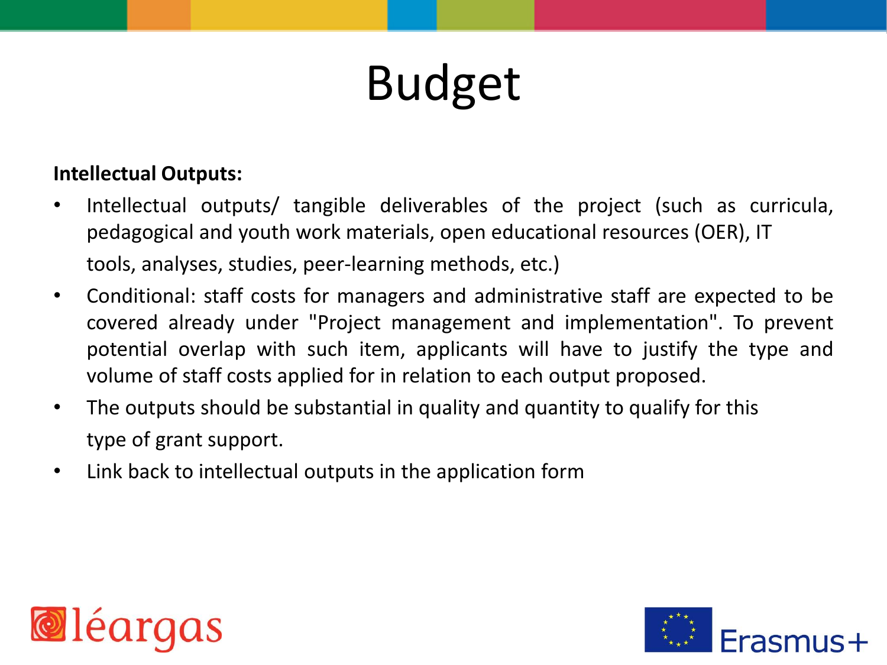# Budget

**Intellectual Outputs:**

- Intellectual outputs/ tangible deliverables of the project (such as curricula, pedagogical and youth work materials, open educational resources (OER), IT tools, analyses, studies, peer-learning methods, etc.)
- Conditional: staff costs for managers and administrative staff are expected to be covered already under "Project management and implementation". To prevent potential overlap with such item, applicants will have to justify the type and volume of staff costs applied for in relation to each output proposed.
- The outputs should be substantial in quality and quantity to qualify for this type of grant support.
- Link back to intellectual outputs in the application form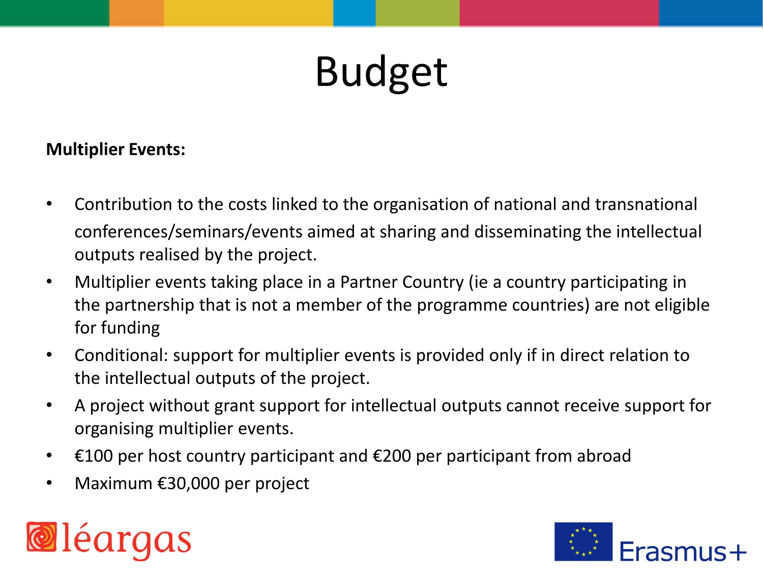# Budget

**Multiplier Events:**

- Contribution to the costs linked to the organisation of national and transnational conferences/seminars/events aimed at sharing and disseminating the intellectual outputs realised by the project.
- Multiplier events taking place in a Partner Country (ie a country participating in the partnership that is not a member of the programme countries) are not eligible for funding
- Conditional: support for multiplier events is provided only if in direct relation to the intellectual outputs of the project.
- A project without grant support for intellectual outputs cannot receive support for organising multiplier events.
- €100 per host country participant and €200 per participant from abroad
- Maximum €30,000 per project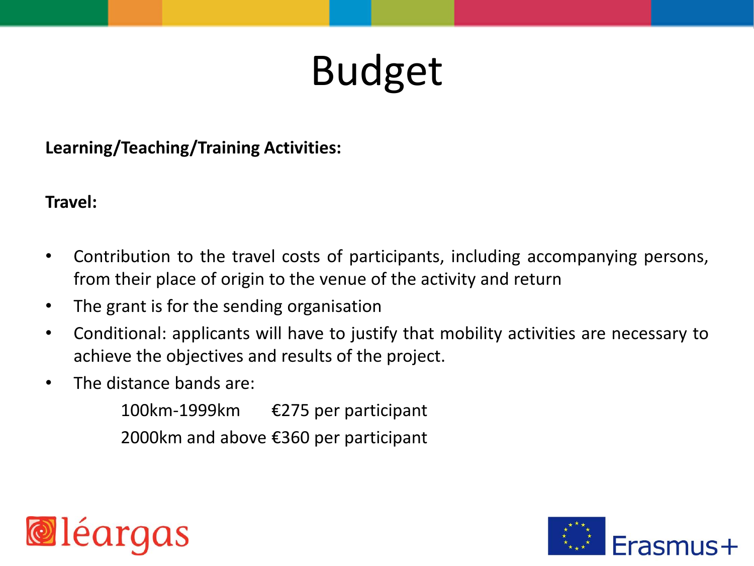# Budget

**Learning/Teaching/Training Activities:**

**Travel:**

- Contribution to the travel costs of participants, including accompanying persons, from their place of origin to the venue of the activity and return
- The grant is for the sending organisation
- Conditional: applicants will have to justify that mobility activities are necessary to achieve the objectives and results of the project.
- The distance bands are:

  100km-1999km €275 per participant

  2000km and above €360 per participant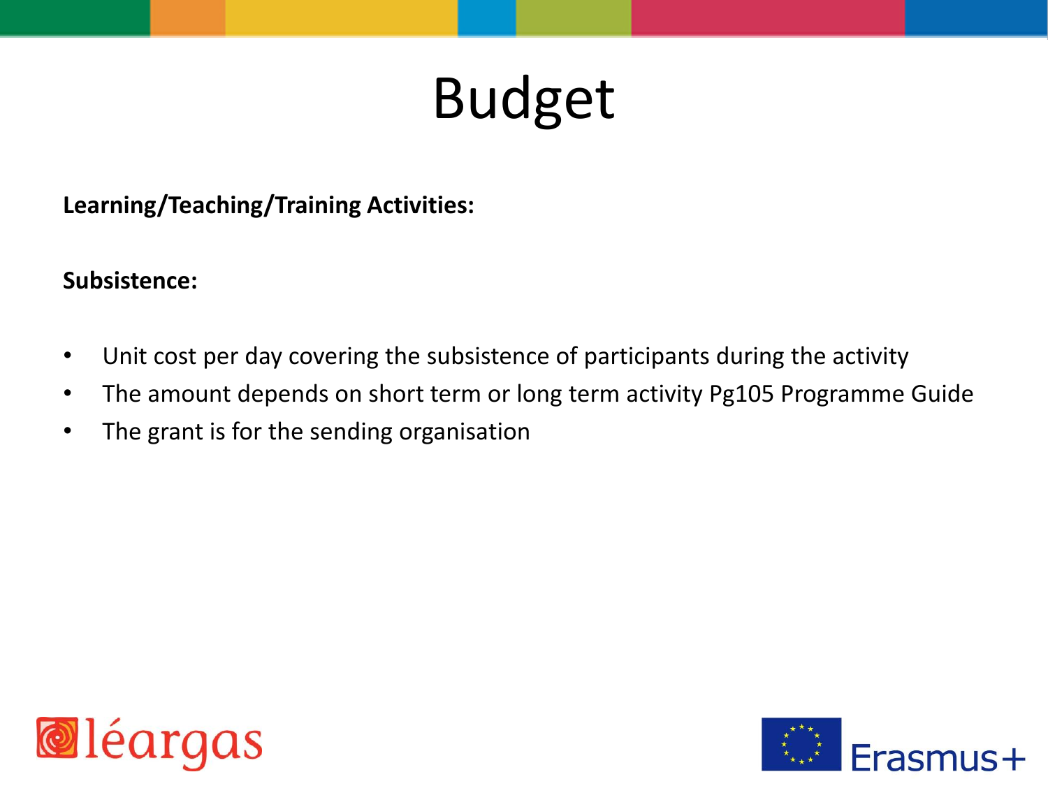# Budget

**Learning/Teaching/Training Activities:**

**Subsistence:**

- Unit cost per day covering the subsistence of participants during the activity
- The amount depends on short term or long term activity Pg105 Programme Guide
- The grant is for the sending organisation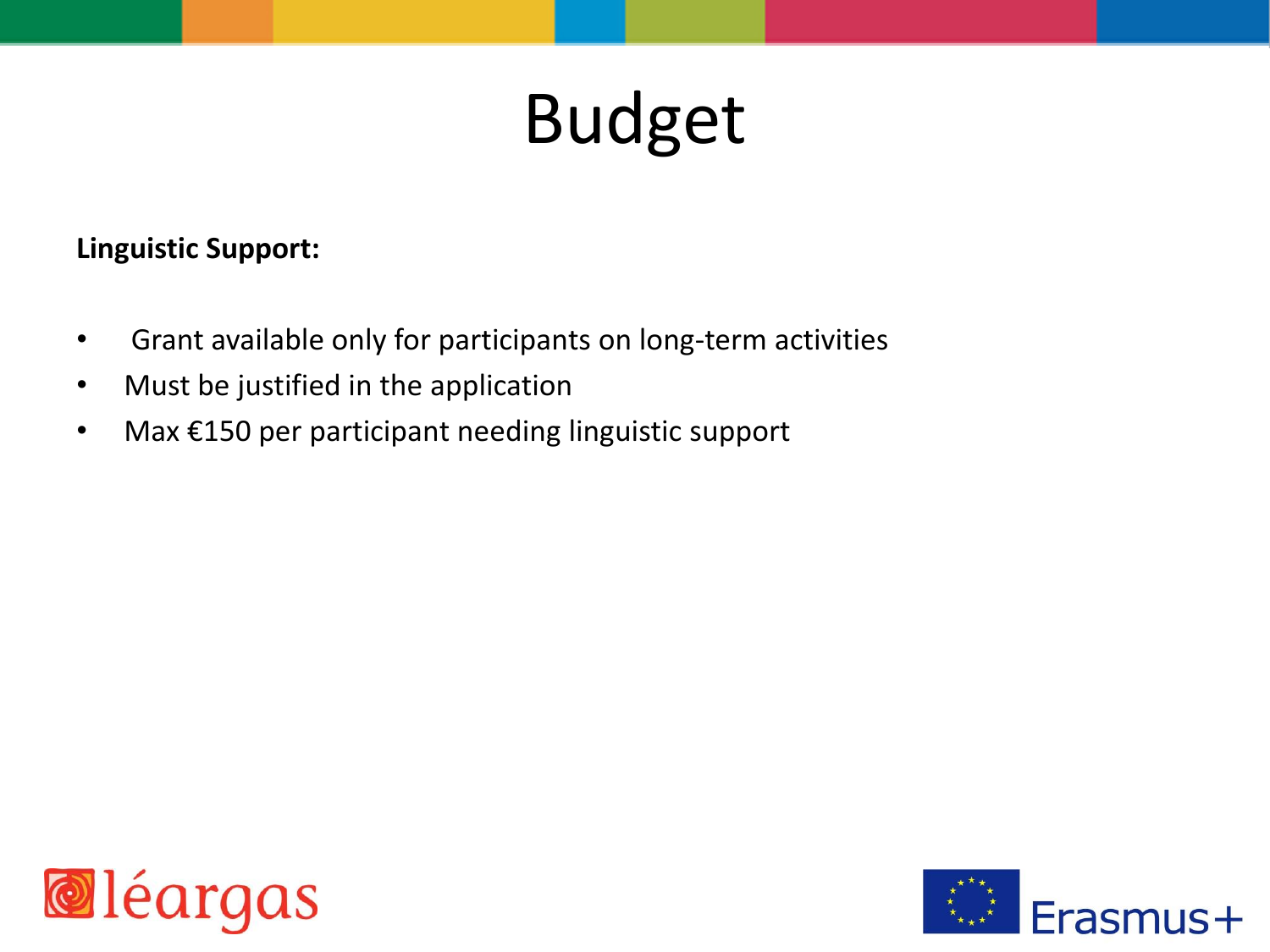# Budget

**Linguistic Support:**

- Grant available only for participants on long-term activities
- Must be justified in the application
- Max €150 per participant needing linguistic support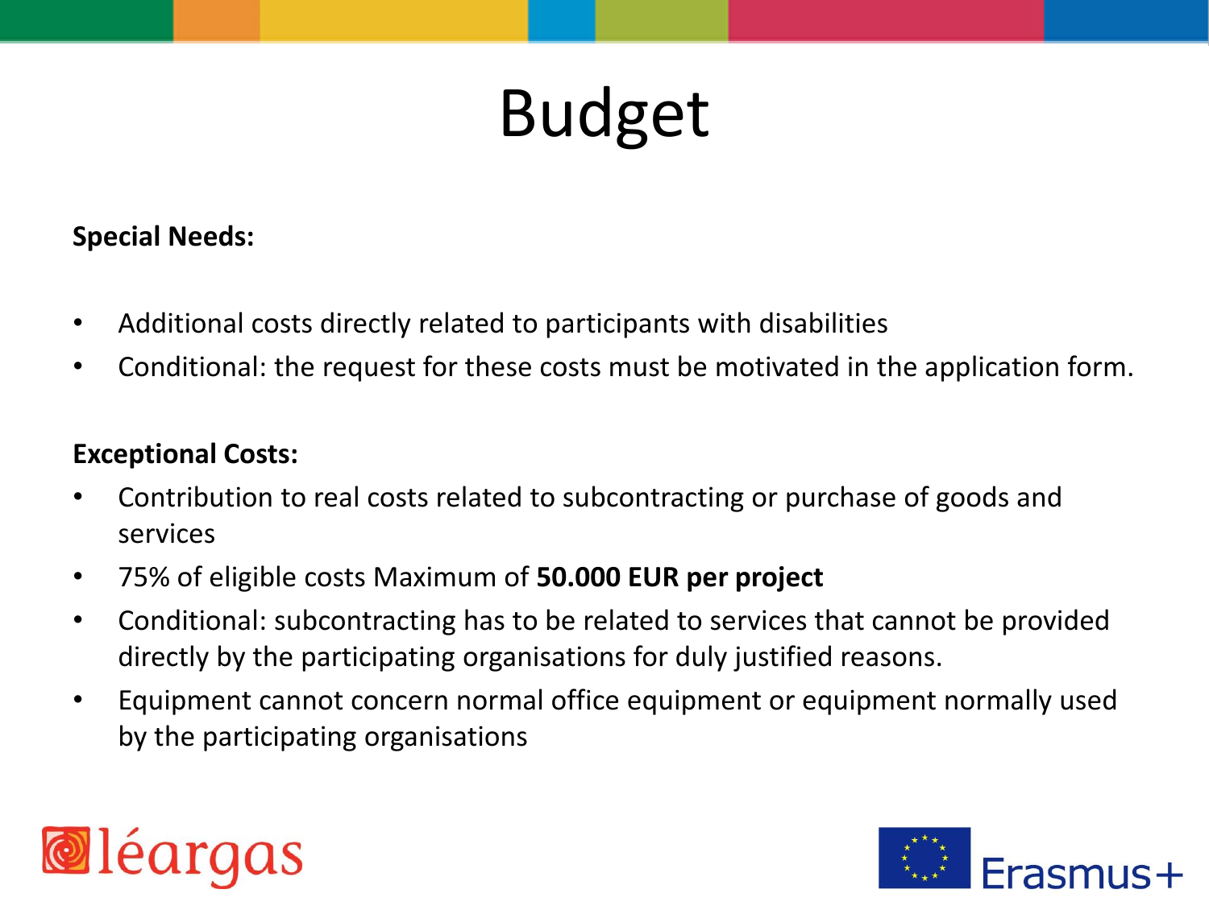# Budget

**Special Needs:**

- Additional costs directly related to participants with disabilities
- Conditional: the request for these costs must be motivated in the application form.

**Exceptional Costs:**

- Contribution to real costs related to subcontracting or purchase of goods and services
- 75% of eligible costs Maximum of **50.000 EUR per project**
- Conditional: subcontracting has to be related to services that cannot be provided directly by the participating organisations for duly justified reasons.
- Equipment cannot concern normal office equipment or equipment normally used by the participating organisations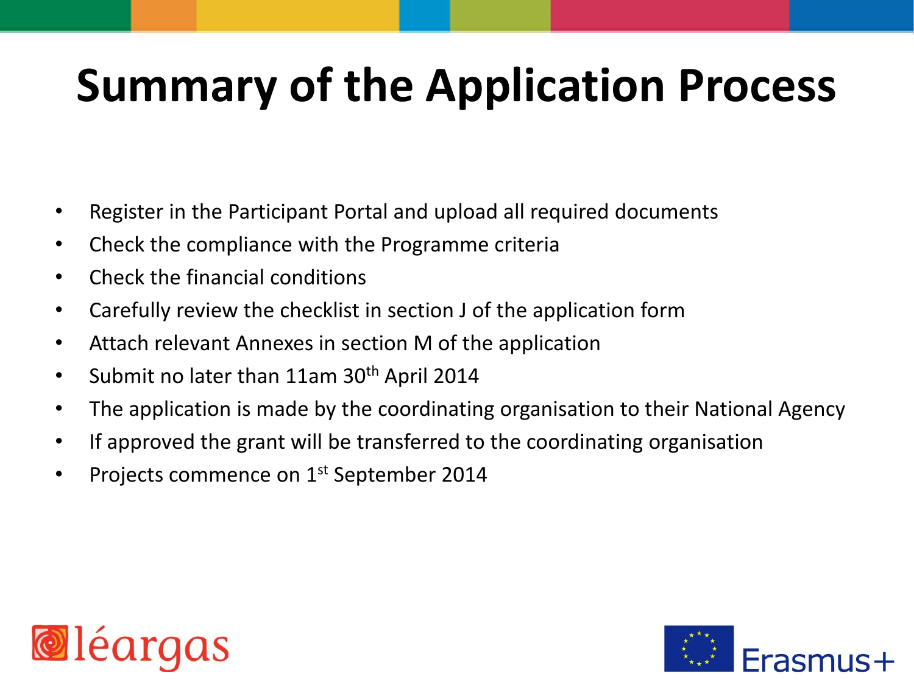# Summary of the Application Process

- Register in the Participant Portal and upload all required documents
- Check the compliance with the Programme criteria
- Check the financial conditions
- Carefully review the checklist in section J of the application form
- Attach relevant Annexes in section M of the application
- Submit no later than 11am 30th April 2014
- The application is made by the coordinating organisation to their National Agency
- If approved the grant will be transferred to the coordinating organisation
- Projects commence on 1st September 2014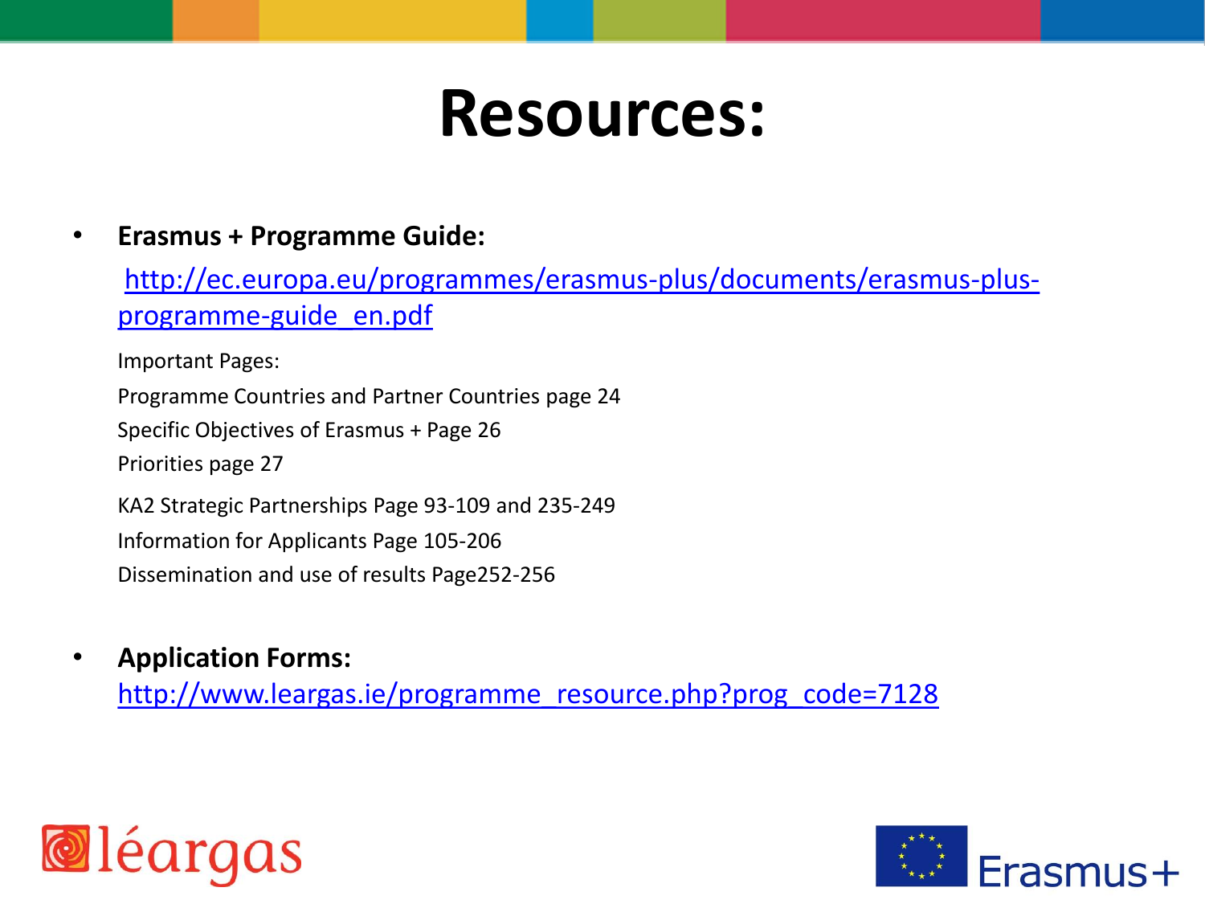# Resources:

- **Erasmus + Programme Guide:**

  http://ec.europa.eu/programmes/erasmus-plus/documents/erasmus-plus-programme-guide_en.pdf

  Important Pages:

  Programme Countries and Partner Countries page 24

  Specific Objectives of Erasmus + Page 26

  Priorities page 27

  KA2 Strategic Partnerships Page 93-109 and 235-249

  Information for Applicants Page 105-206

  Dissemination and use of results Page252-256

- **Application Forms:**
  http://www.leargas.ie/programme_resource.php?prog_code=7128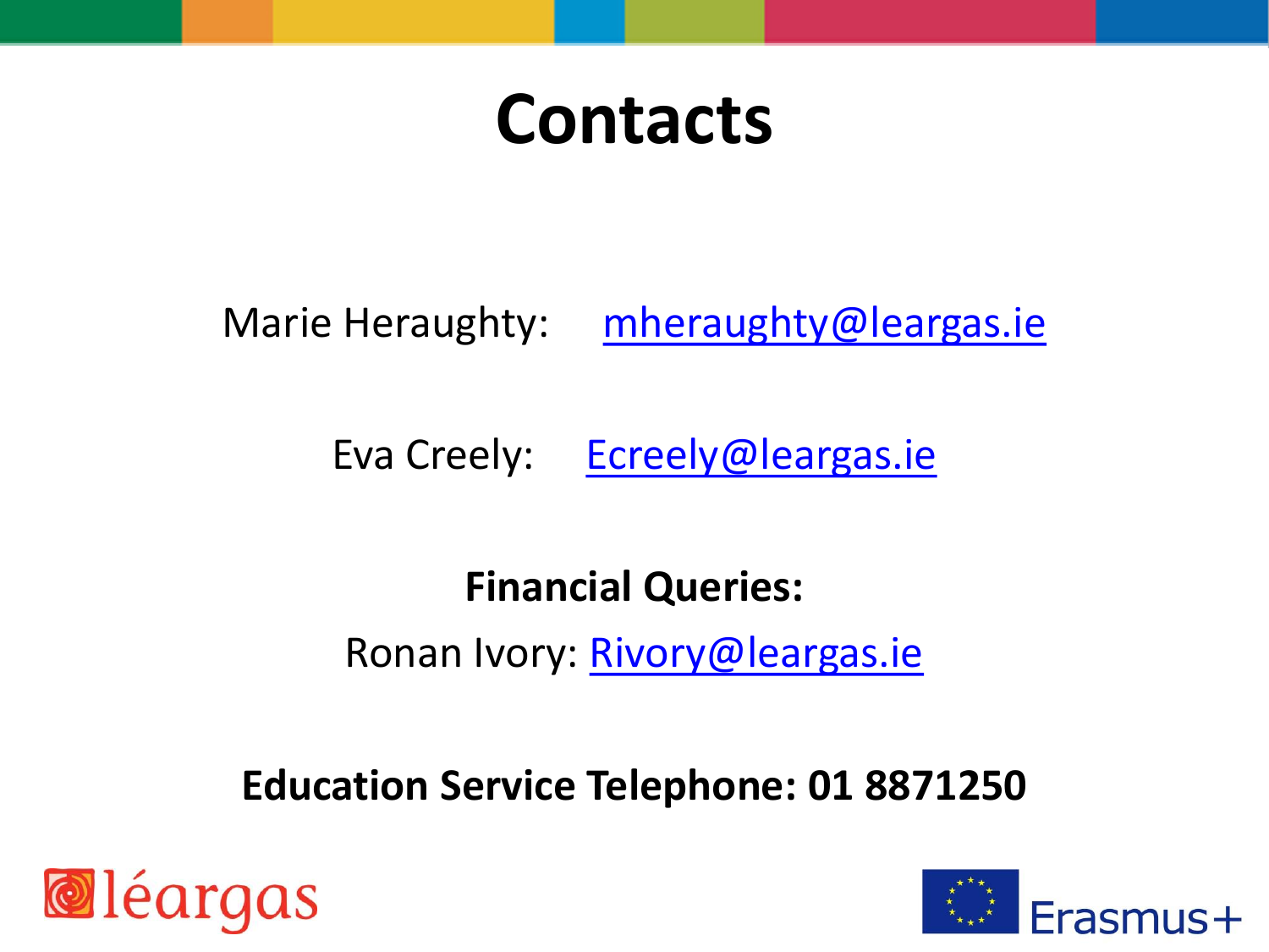# Contacts

Marie Heraughty: mheraughty@leargas.ie

Eva Creely: Ecreely@leargas.ie

**Financial Queries:**

Ronan Ivory: Rivory@leargas.ie

**Education Service Telephone: 01 8871250**